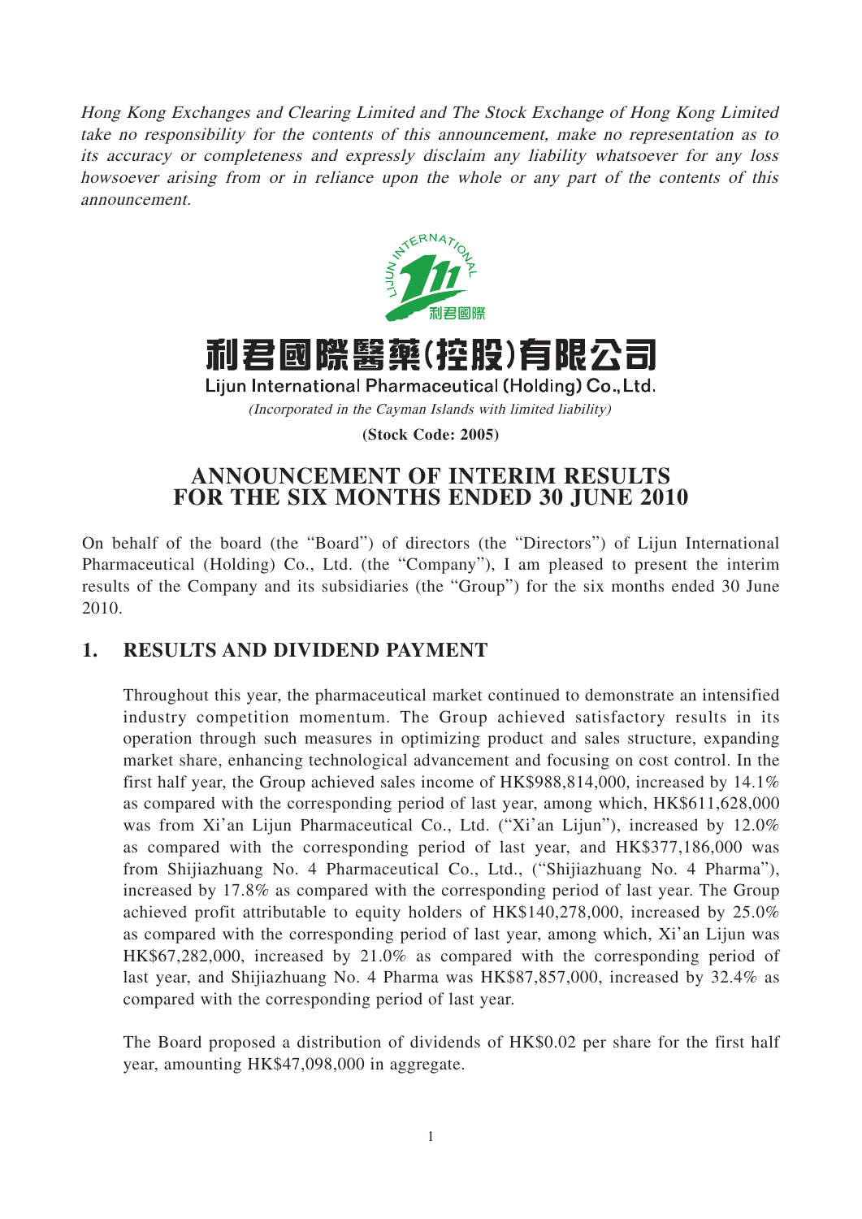*Hong Kong Exchanges and Clearing Limited and The Stock Exchange of Hong Kong Limited take no responsibility for the contents of this announcement, make no representation as to its accuracy or completeness and expressly disclaim any liability whatsoever for any loss howsoever arising from or in reliance upon the whole or any part of the contents of this announcement.*

# 利君國際醫藥(控股)有限公司

**Lijun International Pharmaceutical (Holding) Co., Ltd.**

*(Incorporated in the Cayman Islands with limited liability)*

**(Stock Code: 2005)**

# ANNOUNCEMENT OF INTERIM RESULTS FOR THE SIX MONTHS ENDED 30 JUNE 2010

On behalf of the board (the "Board") of directors (the "Directors") of Lijun International Pharmaceutical (Holding) Co., Ltd. (the "Company"), I am pleased to present the interim results of the Company and its subsidiaries (the "Group") for the six months ended 30 June 2010.

## 1. RESULTS AND DIVIDEND PAYMENT

Throughout this year, the pharmaceutical market continued to demonstrate an intensified industry competition momentum. The Group achieved satisfactory results in its operation through such measures in optimizing product and sales structure, expanding market share, enhancing technological advancement and focusing on cost control. In the first half year, the Group achieved sales income of HK$988,814,000, increased by 14.1% as compared with the corresponding period of last year, among which, HK$611,628,000 was from Xi'an Lijun Pharmaceutical Co., Ltd. ("Xi'an Lijun"), increased by 12.0% as compared with the corresponding period of last year, and HK$377,186,000 was from Shijiazhuang No. 4 Pharmaceutical Co., Ltd., ("Shijiazhuang No. 4 Pharma"), increased by 17.8% as compared with the corresponding period of last year. The Group achieved profit attributable to equity holders of HK$140,278,000, increased by 25.0% as compared with the corresponding period of last year, among which, Xi'an Lijun was HK$67,282,000, increased by 21.0% as compared with the corresponding period of last year, and Shijiazhuang No. 4 Pharma was HK$87,857,000, increased by 32.4% as compared with the corresponding period of last year.

The Board proposed a distribution of dividends of HK$0.02 per share for the first half year, amounting HK$47,098,000 in aggregate.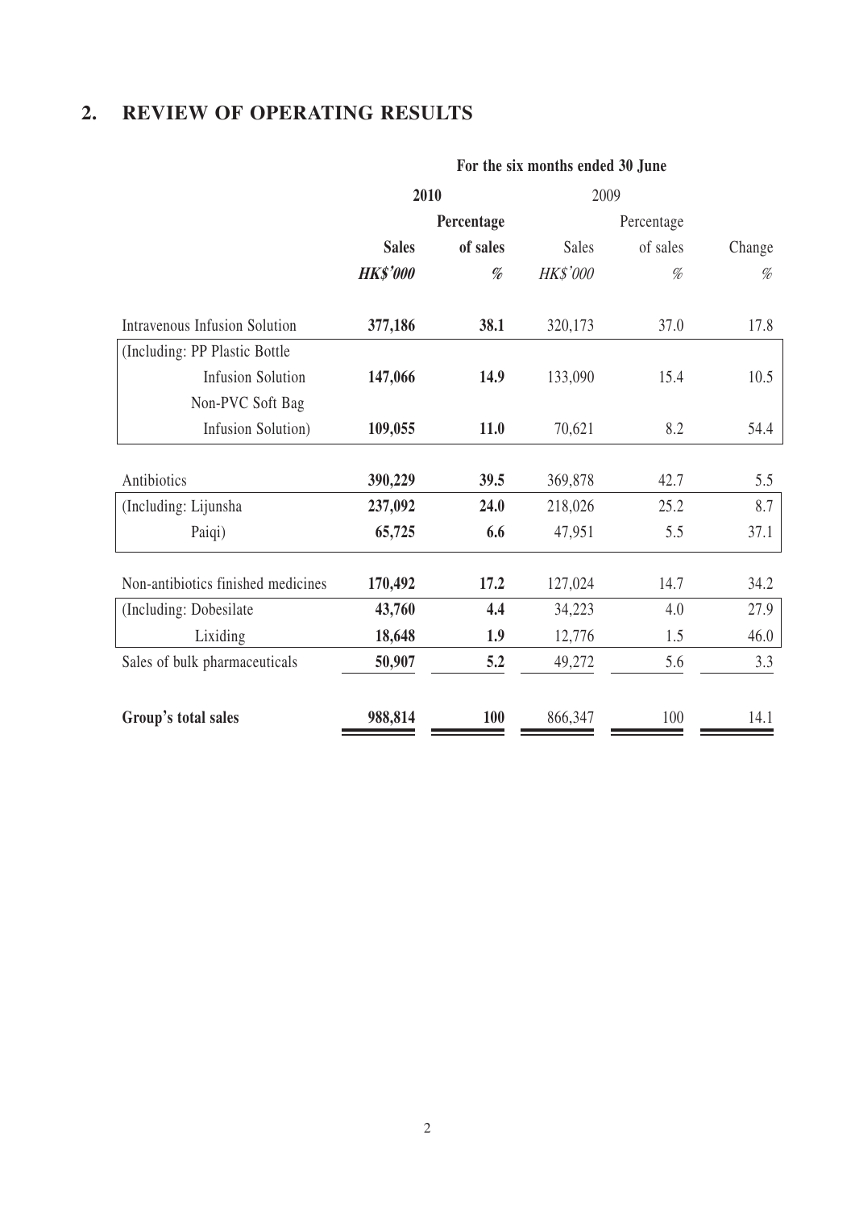## 2. REVIEW OF OPERATING RESULTS

| | For the six months ended 30 June | | | | |
|---|---|---|---|---|---|
| | **2010** | | 2009 | | |
| | **Sales** | **Percentage of sales** | Sales | Percentage of sales | Change |
| | ***HK$'000*** | *%* | *HK$'000* | *%* | *%* |
| Intravenous Infusion Solution | **377,186** | **38.1** | 320,173 | 37.0 | 17.8 |
| (Including: PP Plastic Bottle Infusion Solution | **147,066** | **14.9** | 133,090 | 15.4 | 10.5 |
| Non-PVC Soft Bag Infusion Solution) | **109,055** | **11.0** | 70,621 | 8.2 | 54.4 |
| Antibiotics | **390,229** | **39.5** | 369,878 | 42.7 | 5.5 |
| (Including: Lijunsha | **237,092** | **24.0** | 218,026 | 25.2 | 8.7 |
| Paiqi) | **65,725** | **6.6** | 47,951 | 5.5 | 37.1 |
| Non-antibiotics finished medicines | **170,492** | **17.2** | 127,024 | 14.7 | 34.2 |
| (Including: Dobesilate | **43,760** | **4.4** | 34,223 | 4.0 | 27.9 |
| Lixiding | **18,648** | **1.9** | 12,776 | 1.5 | 46.0 |
| Sales of bulk pharmaceuticals | **50,907** | **5.2** | 49,272 | 5.6 | 3.3 |
| **Group's total sales** | **988,814** | **100** | 866,347 | 100 | 14.1 |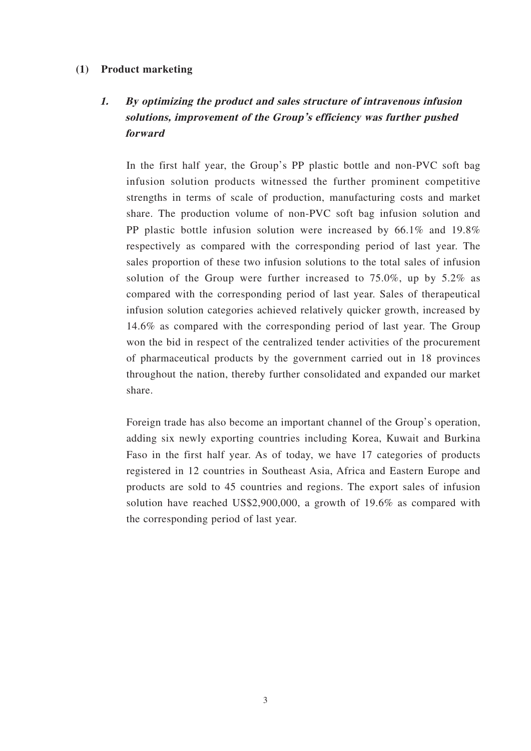## (1) Product marketing

### *1. By optimizing the product and sales structure of intravenous infusion solutions, improvement of the Group's efficiency was further pushed forward*

In the first half year, the Group's PP plastic bottle and non-PVC soft bag infusion solution products witnessed the further prominent competitive strengths in terms of scale of production, manufacturing costs and market share. The production volume of non-PVC soft bag infusion solution and PP plastic bottle infusion solution were increased by 66.1% and 19.8% respectively as compared with the corresponding period of last year. The sales proportion of these two infusion solutions to the total sales of infusion solution of the Group were further increased to 75.0%, up by 5.2% as compared with the corresponding period of last year. Sales of therapeutical infusion solution categories achieved relatively quicker growth, increased by 14.6% as compared with the corresponding period of last year. The Group won the bid in respect of the centralized tender activities of the procurement of pharmaceutical products by the government carried out in 18 provinces throughout the nation, thereby further consolidated and expanded our market share.

Foreign trade has also become an important channel of the Group's operation, adding six newly exporting countries including Korea, Kuwait and Burkina Faso in the first half year. As of today, we have 17 categories of products registered in 12 countries in Southeast Asia, Africa and Eastern Europe and products are sold to 45 countries and regions. The export sales of infusion solution have reached US$2,900,000, a growth of 19.6% as compared with the corresponding period of last year.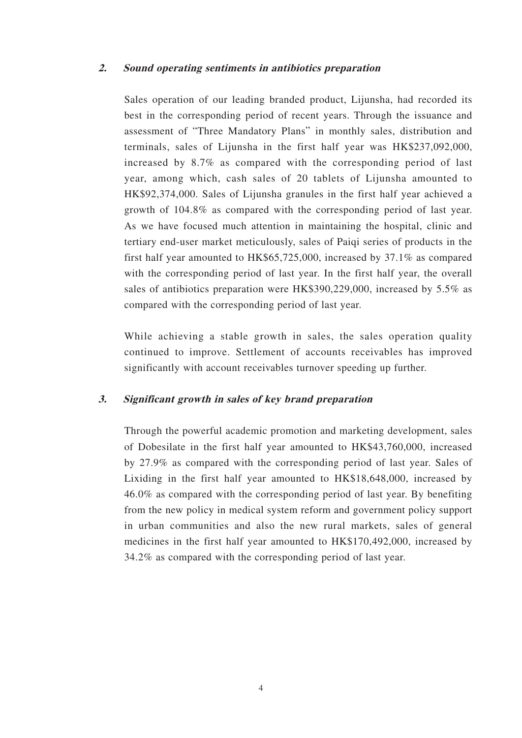### 2. *Sound operating sentiments in antibiotics preparation*

Sales operation of our leading branded product, Lijunsha, had recorded its best in the corresponding period of recent years. Through the issuance and assessment of "Three Mandatory Plans" in monthly sales, distribution and terminals, sales of Lijunsha in the first half year was HK$237,092,000, increased by 8.7% as compared with the corresponding period of last year, among which, cash sales of 20 tablets of Lijunsha amounted to HK$92,374,000. Sales of Lijunsha granules in the first half year achieved a growth of 104.8% as compared with the corresponding period of last year. As we have focused much attention in maintaining the hospital, clinic and tertiary end-user market meticulously, sales of Paiqi series of products in the first half year amounted to HK$65,725,000, increased by 37.1% as compared with the corresponding period of last year. In the first half year, the overall sales of antibiotics preparation were HK$390,229,000, increased by 5.5% as compared with the corresponding period of last year.

While achieving a stable growth in sales, the sales operation quality continued to improve. Settlement of accounts receivables has improved significantly with account receivables turnover speeding up further.

### 3. *Significant growth in sales of key brand preparation*

Through the powerful academic promotion and marketing development, sales of Dobesilate in the first half year amounted to HK$43,760,000, increased by 27.9% as compared with the corresponding period of last year. Sales of Lixiding in the first half year amounted to HK$18,648,000, increased by 46.0% as compared with the corresponding period of last year. By benefiting from the new policy in medical system reform and government policy support in urban communities and also the new rural markets, sales of general medicines in the first half year amounted to HK$170,492,000, increased by 34.2% as compared with the corresponding period of last year.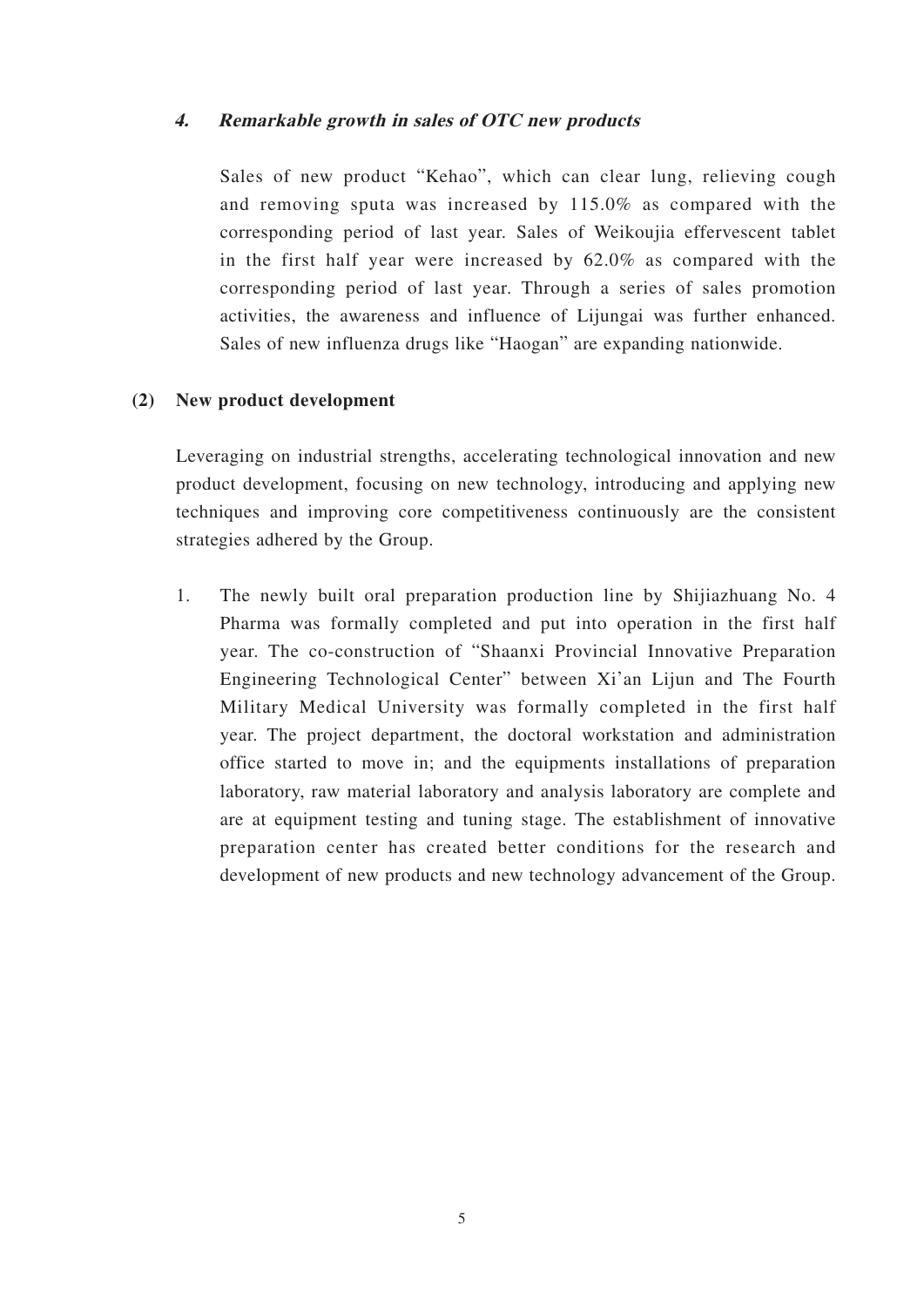#### *4. Remarkable growth in sales of OTC new products*

Sales of new product "Kehao", which can clear lung, relieving cough and removing sputa was increased by 115.0% as compared with the corresponding period of last year. Sales of Weikoujia effervescent tablet in the first half year were increased by 62.0% as compared with the corresponding period of last year. Through a series of sales promotion activities, the awareness and influence of Lijungai was further enhanced. Sales of new influenza drugs like "Haogan" are expanding nationwide.

### (2) New product development

Leveraging on industrial strengths, accelerating technological innovation and new product development, focusing on new technology, introducing and applying new techniques and improving core competitiveness continuously are the consistent strategies adhered by the Group.

1. The newly built oral preparation production line by Shijiazhuang No. 4 Pharma was formally completed and put into operation in the first half year. The co-construction of "Shaanxi Provincial Innovative Preparation Engineering Technological Center" between Xi'an Lijun and The Fourth Military Medical University was formally completed in the first half year. The project department, the doctoral workstation and administration office started to move in; and the equipments installations of preparation laboratory, raw material laboratory and analysis laboratory are complete and are at equipment testing and tuning stage. The establishment of innovative preparation center has created better conditions for the research and development of new products and new technology advancement of the Group.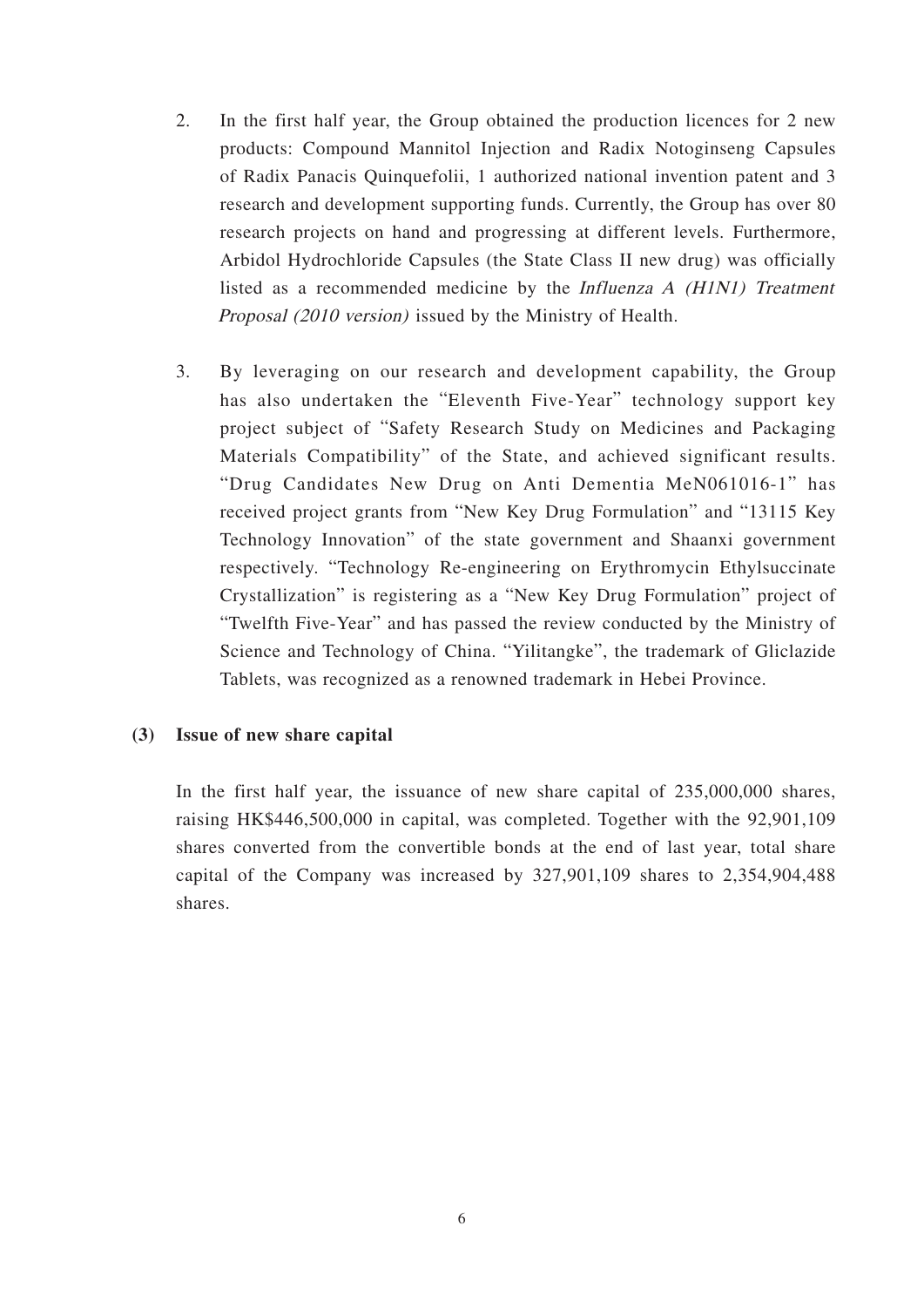2. In the first half year, the Group obtained the production licences for 2 new products: Compound Mannitol Injection and Radix Notoginseng Capsules of Radix Panacis Quinquefolii, 1 authorized national invention patent and 3 research and development supporting funds. Currently, the Group has over 80 research projects on hand and progressing at different levels. Furthermore, Arbidol Hydrochloride Capsules (the State Class II new drug) was officially listed as a recommended medicine by the *Influenza A (H1N1) Treatment Proposal (2010 version)* issued by the Ministry of Health.

3. By leveraging on our research and development capability, the Group has also undertaken the "Eleventh Five-Year" technology support key project subject of "Safety Research Study on Medicines and Packaging Materials Compatibility" of the State, and achieved significant results. "Drug Candidates New Drug on Anti Dementia MeN061016-1" has received project grants from "New Key Drug Formulation" and "13115 Key Technology Innovation" of the state government and Shaanxi government respectively. "Technology Re-engineering on Erythromycin Ethylsuccinate Crystallization" is registering as a "New Key Drug Formulation" project of "Twelfth Five-Year" and has passed the review conducted by the Ministry of Science and Technology of China. "Yilitangke", the trademark of Gliclazide Tablets, was recognized as a renowned trademark in Hebei Province.

**(3) Issue of new share capital**

In the first half year, the issuance of new share capital of 235,000,000 shares, raising HK$446,500,000 in capital, was completed. Together with the 92,901,109 shares converted from the convertible bonds at the end of last year, total share capital of the Company was increased by 327,901,109 shares to 2,354,904,488 shares.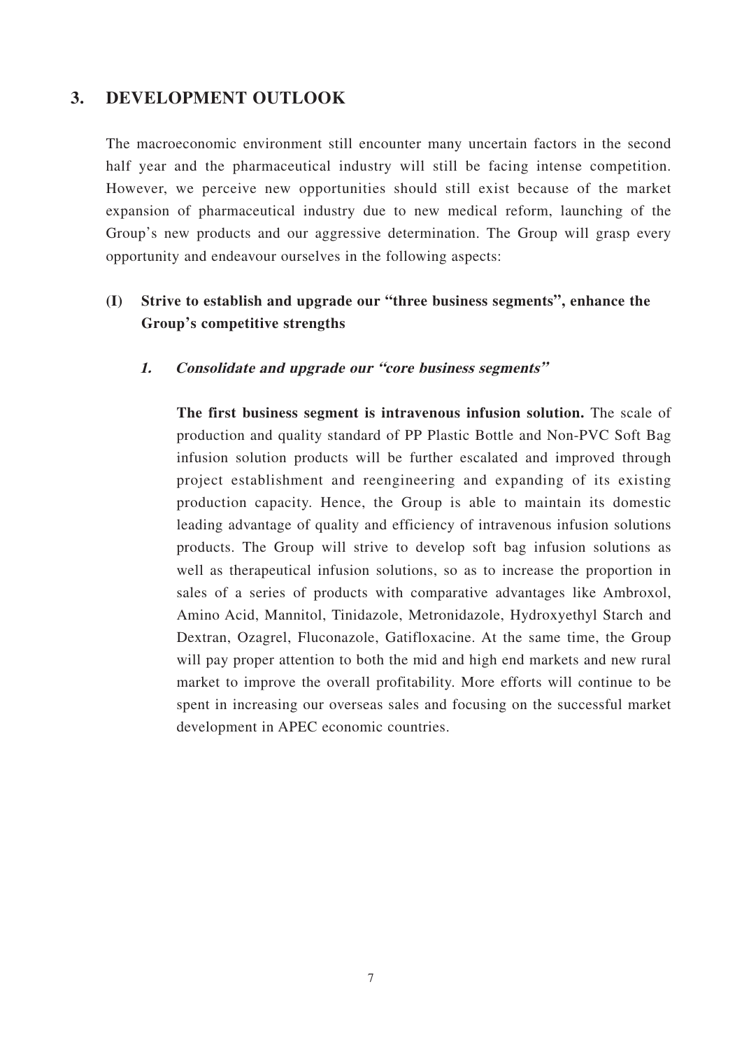## 3. DEVELOPMENT OUTLOOK

The macroeconomic environment still encounter many uncertain factors in the second half year and the pharmaceutical industry will still be facing intense competition. However, we perceive new opportunities should still exist because of the market expansion of pharmaceutical industry due to new medical reform, launching of the Group's new products and our aggressive determination. The Group will grasp every opportunity and endeavour ourselves in the following aspects:

### (I) Strive to establish and upgrade our "three business segments", enhance the Group's competitive strengths

#### *1. Consolidate and upgrade our "core business segments"*

**The first business segment is intravenous infusion solution.** The scale of production and quality standard of PP Plastic Bottle and Non-PVC Soft Bag infusion solution products will be further escalated and improved through project establishment and reengineering and expanding of its existing production capacity. Hence, the Group is able to maintain its domestic leading advantage of quality and efficiency of intravenous infusion solutions products. The Group will strive to develop soft bag infusion solutions as well as therapeutical infusion solutions, so as to increase the proportion in sales of a series of products with comparative advantages like Ambroxol, Amino Acid, Mannitol, Tinidazole, Metronidazole, Hydroxyethyl Starch and Dextran, Ozagrel, Fluconazole, Gatifloxacine. At the same time, the Group will pay proper attention to both the mid and high end markets and new rural market to improve the overall profitability. More efforts will continue to be spent in increasing our overseas sales and focusing on the successful market development in APEC economic countries.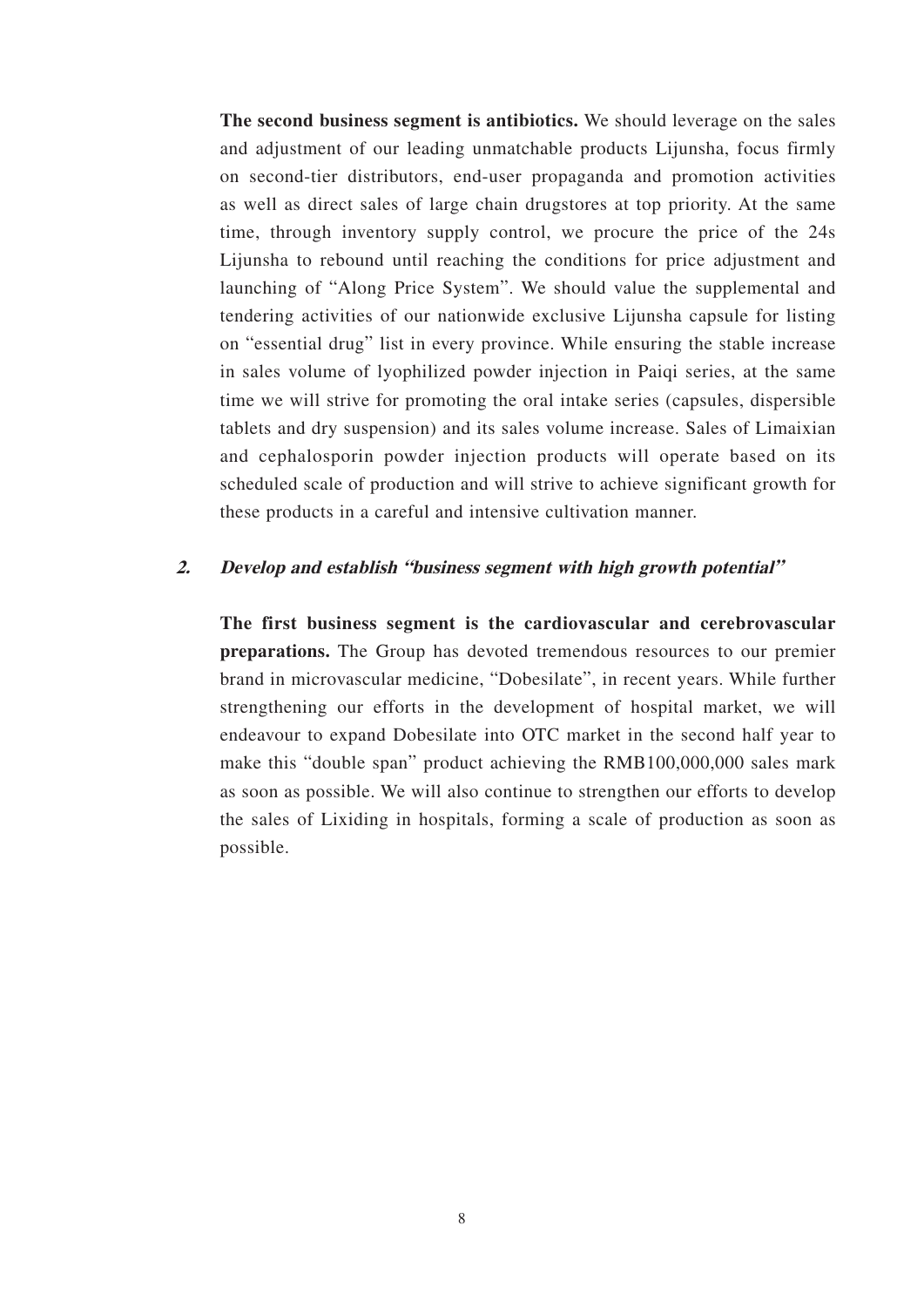**The second business segment is antibiotics.** We should leverage on the sales and adjustment of our leading unmatchable products Lijunsha, focus firmly on second-tier distributors, end-user propaganda and promotion activities as well as direct sales of large chain drugstores at top priority. At the same time, through inventory supply control, we procure the price of the 24s Lijunsha to rebound until reaching the conditions for price adjustment and launching of "Along Price System". We should value the supplemental and tendering activities of our nationwide exclusive Lijunsha capsule for listing on "essential drug" list in every province. While ensuring the stable increase in sales volume of lyophilized powder injection in Paiqi series, at the same time we will strive for promoting the oral intake series (capsules, dispersible tablets and dry suspension) and its sales volume increase. Sales of Limaixian and cephalosporin powder injection products will operate based on its scheduled scale of production and will strive to achieve significant growth for these products in a careful and intensive cultivation manner.

***2. Develop and establish "business segment with high growth potential"***

**The first business segment is the cardiovascular and cerebrovascular preparations.** The Group has devoted tremendous resources to our premier brand in microvascular medicine, "Dobesilate", in recent years. While further strengthening our efforts in the development of hospital market, we will endeavour to expand Dobesilate into OTC market in the second half year to make this "double span" product achieving the RMB100,000,000 sales mark as soon as possible. We will also continue to strengthen our efforts to develop the sales of Lixiding in hospitals, forming a scale of production as soon as possible.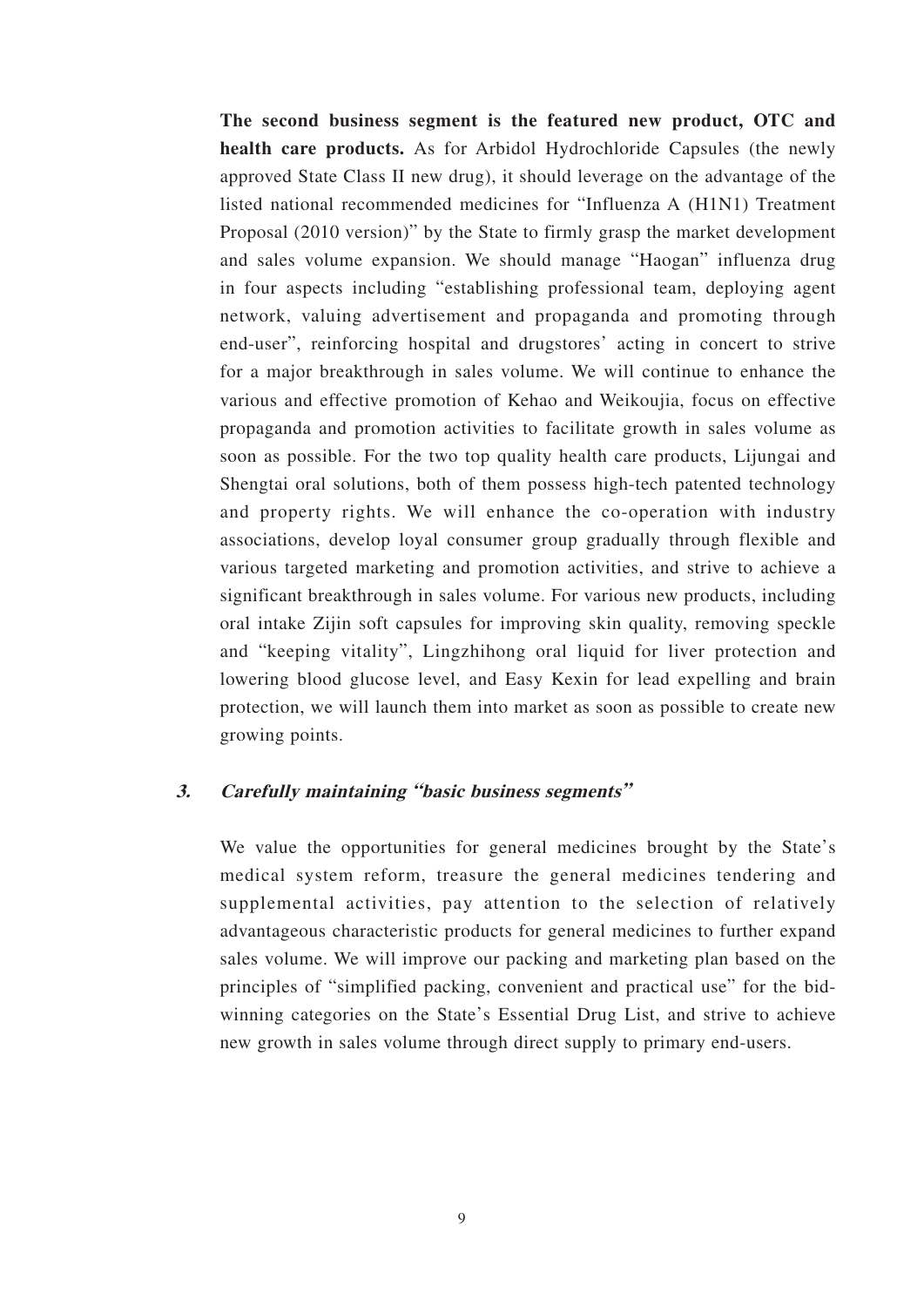**The second business segment is the featured new product, OTC and health care products.** As for Arbidol Hydrochloride Capsules (the newly approved State Class II new drug), it should leverage on the advantage of the listed national recommended medicines for "Influenza A (H1N1) Treatment Proposal (2010 version)" by the State to firmly grasp the market development and sales volume expansion. We should manage "Haogan" influenza drug in four aspects including "establishing professional team, deploying agent network, valuing advertisement and propaganda and promoting through end-user", reinforcing hospital and drugstores' acting in concert to strive for a major breakthrough in sales volume. We will continue to enhance the various and effective promotion of Kehao and Weikoujia, focus on effective propaganda and promotion activities to facilitate growth in sales volume as soon as possible. For the two top quality health care products, Lijungai and Shengtai oral solutions, both of them possess high-tech patented technology and property rights. We will enhance the co-operation with industry associations, develop loyal consumer group gradually through flexible and various targeted marketing and promotion activities, and strive to achieve a significant breakthrough in sales volume. For various new products, including oral intake Zijin soft capsules for improving skin quality, removing speckle and "keeping vitality", Lingzhihong oral liquid for liver protection and lowering blood glucose level, and Easy Kexin for lead expelling and brain protection, we will launch them into market as soon as possible to create new growing points.

### 3. *Carefully maintaining "basic business segments"*

We value the opportunities for general medicines brought by the State's medical system reform, treasure the general medicines tendering and supplemental activities, pay attention to the selection of relatively advantageous characteristic products for general medicines to further expand sales volume. We will improve our packing and marketing plan based on the principles of "simplified packing, convenient and practical use" for the bid-winning categories on the State's Essential Drug List, and strive to achieve new growth in sales volume through direct supply to primary end-users.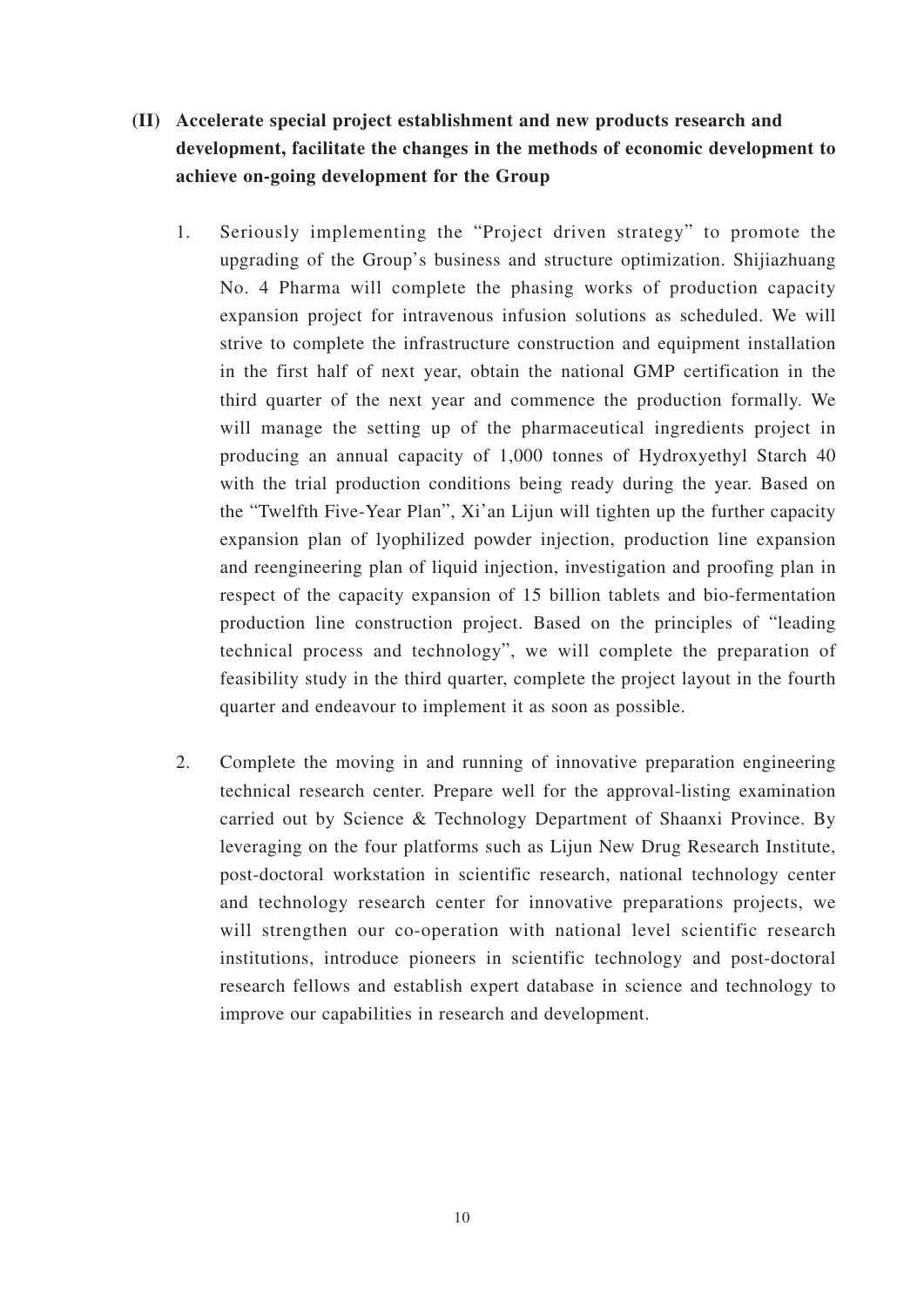**(II) Accelerate special project establishment and new products research and development, facilitate the changes in the methods of economic development to achieve on-going development for the Group**

1. Seriously implementing the "Project driven strategy" to promote the upgrading of the Group's business and structure optimization. Shijiazhuang No. 4 Pharma will complete the phasing works of production capacity expansion project for intravenous infusion solutions as scheduled. We will strive to complete the infrastructure construction and equipment installation in the first half of next year, obtain the national GMP certification in the third quarter of the next year and commence the production formally. We will manage the setting up of the pharmaceutical ingredients project in producing an annual capacity of 1,000 tonnes of Hydroxyethyl Starch 40 with the trial production conditions being ready during the year. Based on the "Twelfth Five-Year Plan", Xi'an Lijun will tighten up the further capacity expansion plan of lyophilized powder injection, production line expansion and reengineering plan of liquid injection, investigation and proofing plan in respect of the capacity expansion of 15 billion tablets and bio-fermentation production line construction project. Based on the principles of "leading technical process and technology", we will complete the preparation of feasibility study in the third quarter, complete the project layout in the fourth quarter and endeavour to implement it as soon as possible.

2. Complete the moving in and running of innovative preparation engineering technical research center. Prepare well for the approval-listing examination carried out by Science & Technology Department of Shaanxi Province. By leveraging on the four platforms such as Lijun New Drug Research Institute, post-doctoral workstation in scientific research, national technology center and technology research center for innovative preparations projects, we will strengthen our co-operation with national level scientific research institutions, introduce pioneers in scientific technology and post-doctoral research fellows and establish expert database in science and technology to improve our capabilities in research and development.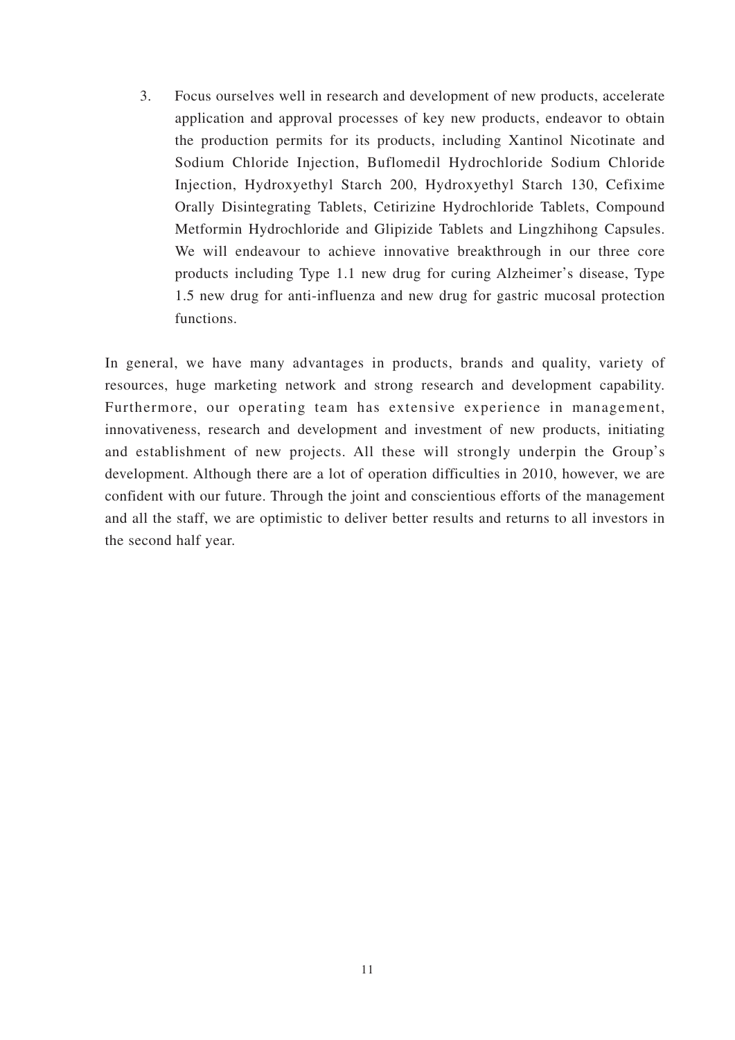3. Focus ourselves well in research and development of new products, accelerate application and approval processes of key new products, endeavor to obtain the production permits for its products, including Xantinol Nicotinate and Sodium Chloride Injection, Buflomedil Hydrochloride Sodium Chloride Injection, Hydroxyethyl Starch 200, Hydroxyethyl Starch 130, Cefixime Orally Disintegrating Tablets, Cetirizine Hydrochloride Tablets, Compound Metformin Hydrochloride and Glipizide Tablets and Lingzhihong Capsules. We will endeavour to achieve innovative breakthrough in our three core products including Type 1.1 new drug for curing Alzheimer's disease, Type 1.5 new drug for anti-influenza and new drug for gastric mucosal protection functions.

In general, we have many advantages in products, brands and quality, variety of resources, huge marketing network and strong research and development capability. Furthermore, our operating team has extensive experience in management, innovativeness, research and development and investment of new products, initiating and establishment of new projects. All these will strongly underpin the Group's development. Although there are a lot of operation difficulties in 2010, however, we are confident with our future. Through the joint and conscientious efforts of the management and all the staff, we are optimistic to deliver better results and returns to all investors in the second half year.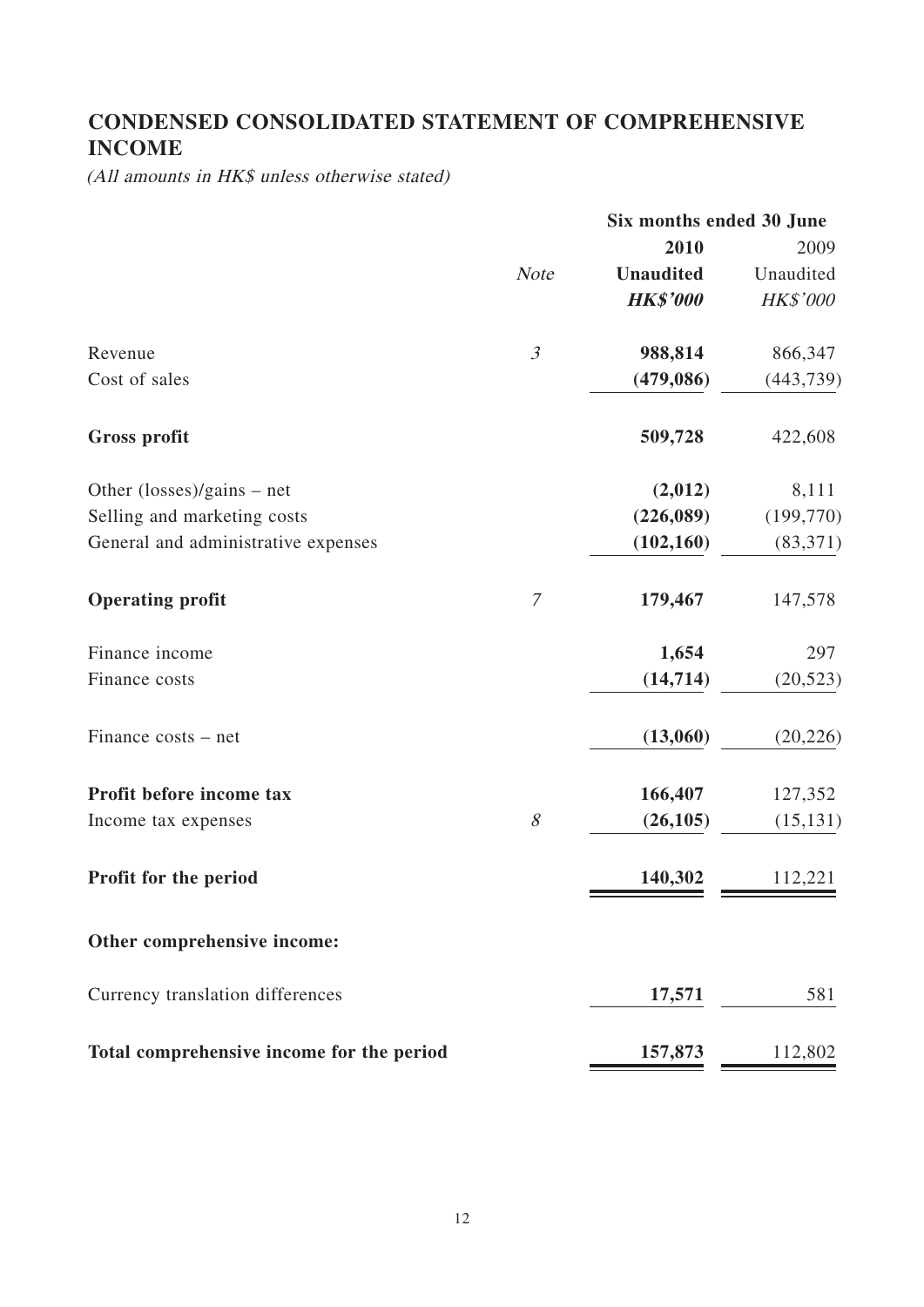## CONDENSED CONSOLIDATED STATEMENT OF COMPREHENSIVE INCOME

*(All amounts in HK$ unless otherwise stated)*

| | Note | Six months ended 30 June | |
|---|---|---|---|
| | | **2010** | 2009 |
| | | **Unaudited** | Unaudited |
| | | ***HK$'000*** | *HK$'000* |
| Revenue | *3* | **988,814** | 866,347 |
| Cost of sales | | **(479,086)** | (443,739) |
| **Gross profit** | | **509,728** | 422,608 |
| Other (losses)/gains – net | | **(2,012)** | 8,111 |
| Selling and marketing costs | | **(226,089)** | (199,770) |
| General and administrative expenses | | **(102,160)** | (83,371) |
| **Operating profit** | *7* | **179,467** | 147,578 |
| Finance income | | **1,654** | 297 |
| Finance costs | | **(14,714)** | (20,523) |
| Finance costs – net | | **(13,060)** | (20,226) |
| **Profit before income tax** | | **166,407** | 127,352 |
| Income tax expenses | *8* | **(26,105)** | (15,131) |
| **Profit for the period** | | **140,302** | 112,221 |
| **Other comprehensive income:** | | | |
| Currency translation differences | | **17,571** | 581 |
| **Total comprehensive income for the period** | | **157,873** | 112,802 |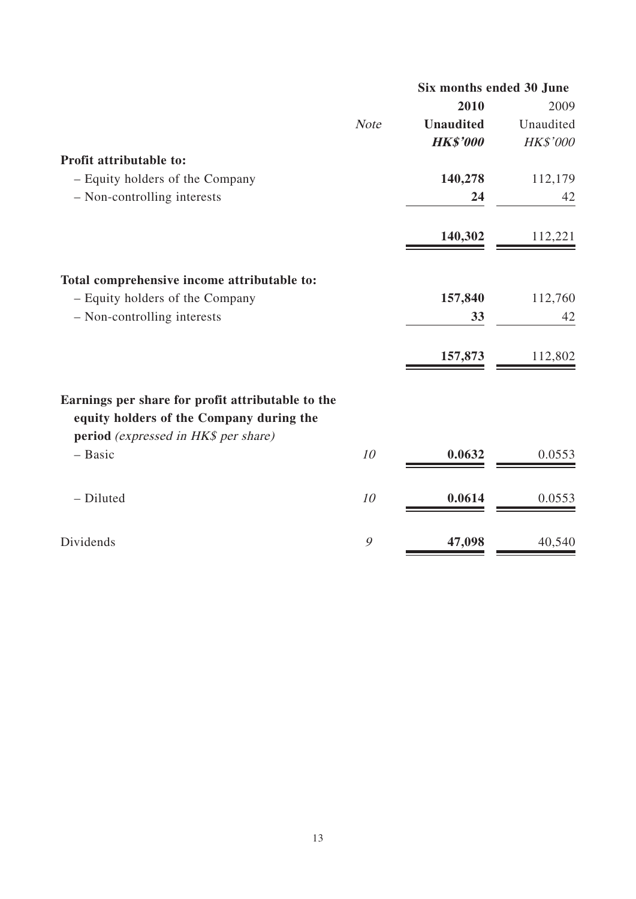| | Note | Six months ended 30 June | |
|---|---|---|---|
| | | **2010** | 2009 |
| | | **Unaudited** | Unaudited |
| | | ***HK$'000*** | *HK$'000* |
| **Profit attributable to:** | | | |
| – Equity holders of the Company | | **140,278** | 112,179 |
| – Non-controlling interests | | **24** | 42 |
| | | **140,302** | 112,221 |
| **Total comprehensive income attributable to:** | | | |
| – Equity holders of the Company | | **157,840** | 112,760 |
| – Non-controlling interests | | **33** | 42 |
| | | **157,873** | 112,802 |
| **Earnings per share for profit attributable to the equity holders of the Company during the period** *(expressed in HK$ per share)* | | | |
| – Basic | *10* | **0.0632** | 0.0553 |
| – Diluted | *10* | **0.0614** | 0.0553 |
| Dividends | *9* | **47,098** | 40,540 |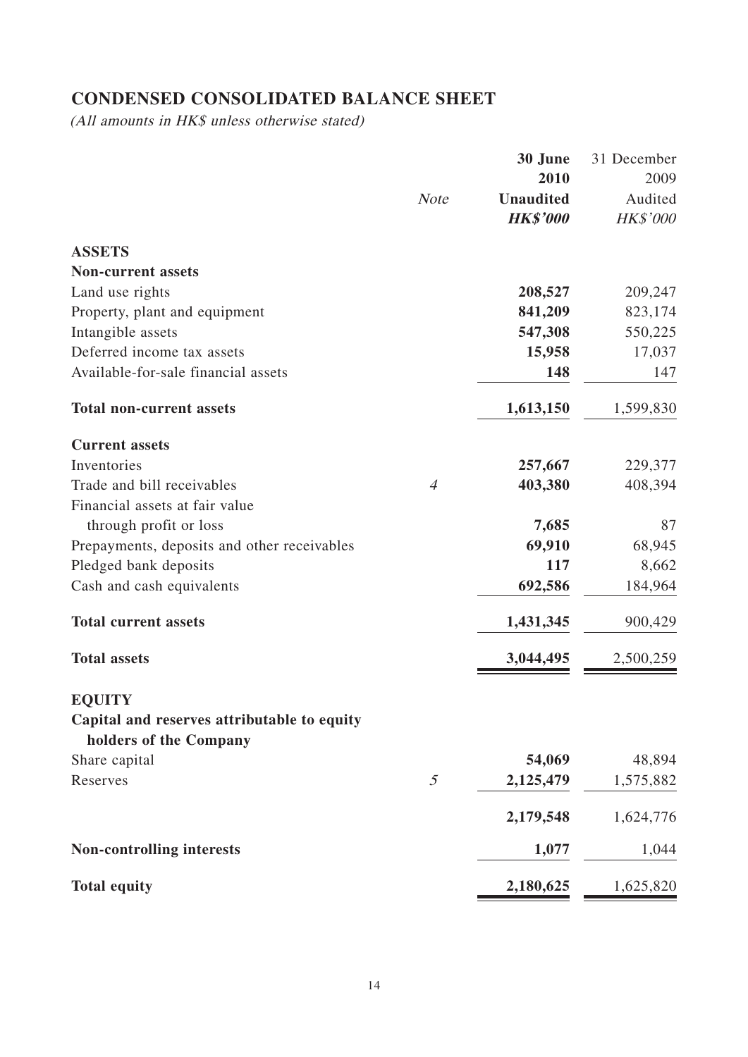# CONDENSED CONSOLIDATED BALANCE SHEET

*(All amounts in HK$ unless otherwise stated)*

| | Note | **30 June 2010 Unaudited *HK$'000*** | 31 December 2009 Audited *HK$'000* |
|---|---|---|---|
| **ASSETS** | | | |
| **Non-current assets** | | | |
| Land use rights | | **208,527** | 209,247 |
| Property, plant and equipment | | **841,209** | 823,174 |
| Intangible assets | | **547,308** | 550,225 |
| Deferred income tax assets | | **15,958** | 17,037 |
| Available-for-sale financial assets | | **148** | 147 |
| **Total non-current assets** | | **1,613,150** | 1,599,830 |
| **Current assets** | | | |
| Inventories | | **257,667** | 229,377 |
| Trade and bill receivables | *4* | **403,380** | 408,394 |
| Financial assets at fair value through profit or loss | | **7,685** | 87 |
| Prepayments, deposits and other receivables | | **69,910** | 68,945 |
| Pledged bank deposits | | **117** | 8,662 |
| Cash and cash equivalents | | **692,586** | 184,964 |
| **Total current assets** | | **1,431,345** | 900,429 |
| **Total assets** | | **3,044,495** | 2,500,259 |
| **EQUITY** | | | |
| **Capital and reserves attributable to equity holders of the Company** | | | |
| Share capital | | **54,069** | 48,894 |
| Reserves | *5* | **2,125,479** | 1,575,882 |
| | | **2,179,548** | 1,624,776 |
| **Non-controlling interests** | | **1,077** | 1,044 |
| **Total equity** | | **2,180,625** | 1,625,820 |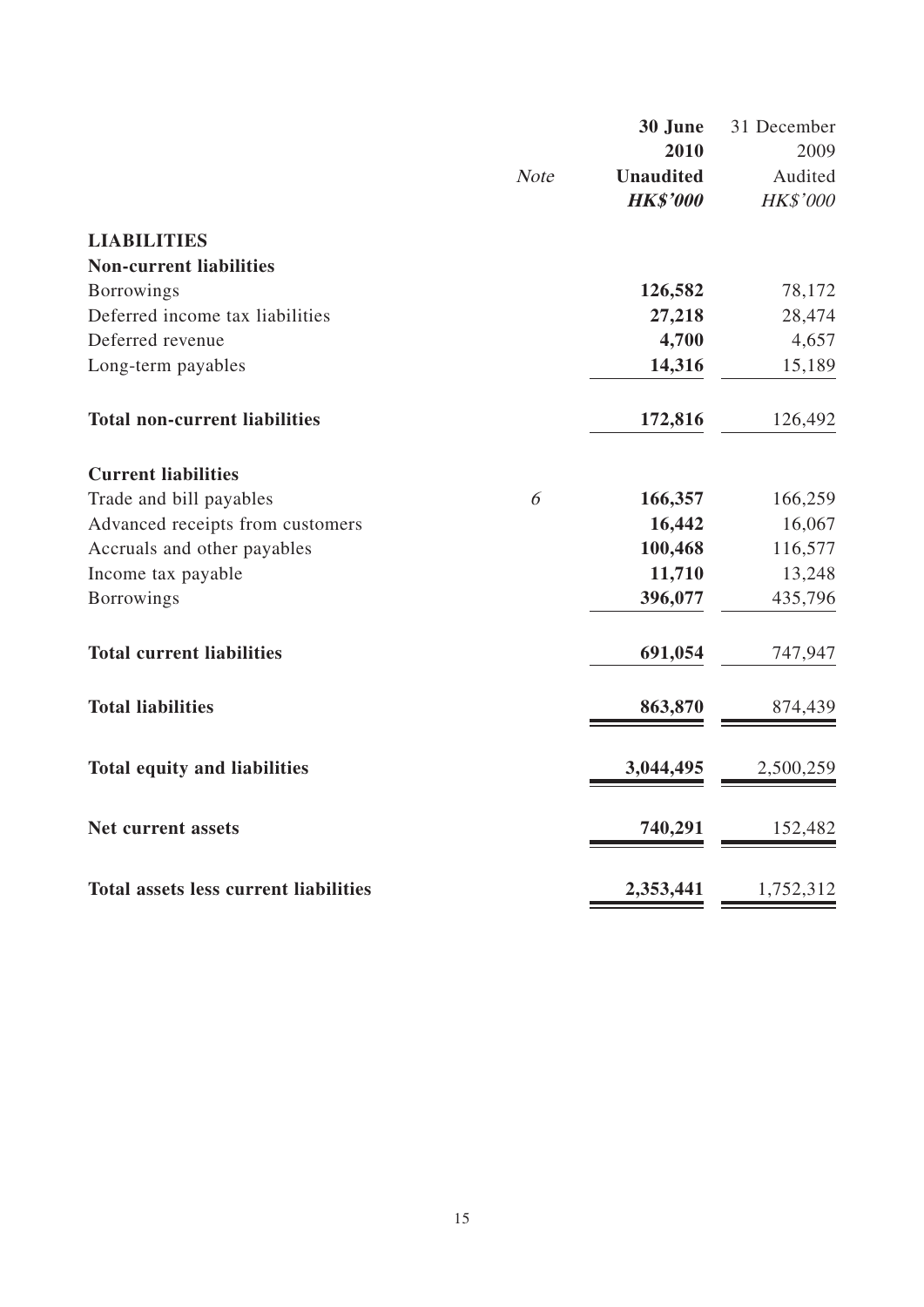| | Note | 30 June 2010 Unaudited *HK$'000* | 31 December 2009 Audited *HK$'000* |
|---|---|---|---|
| **LIABILITIES** | | | |
| **Non-current liabilities** | | | |
| Borrowings | | **126,582** | 78,172 |
| Deferred income tax liabilities | | **27,218** | 28,474 |
| Deferred revenue | | **4,700** | 4,657 |
| Long-term payables | | **14,316** | 15,189 |
| **Total non-current liabilities** | | **172,816** | 126,492 |
| **Current liabilities** | | | |
| Trade and bill payables | *6* | **166,357** | 166,259 |
| Advanced receipts from customers | | **16,442** | 16,067 |
| Accruals and other payables | | **100,468** | 116,577 |
| Income tax payable | | **11,710** | 13,248 |
| Borrowings | | **396,077** | 435,796 |
| **Total current liabilities** | | **691,054** | 747,947 |
| **Total liabilities** | | **863,870** | 874,439 |
| **Total equity and liabilities** | | **3,044,495** | 2,500,259 |
| **Net current assets** | | **740,291** | 152,482 |
| **Total assets less current liabilities** | | **2,353,441** | 1,752,312 |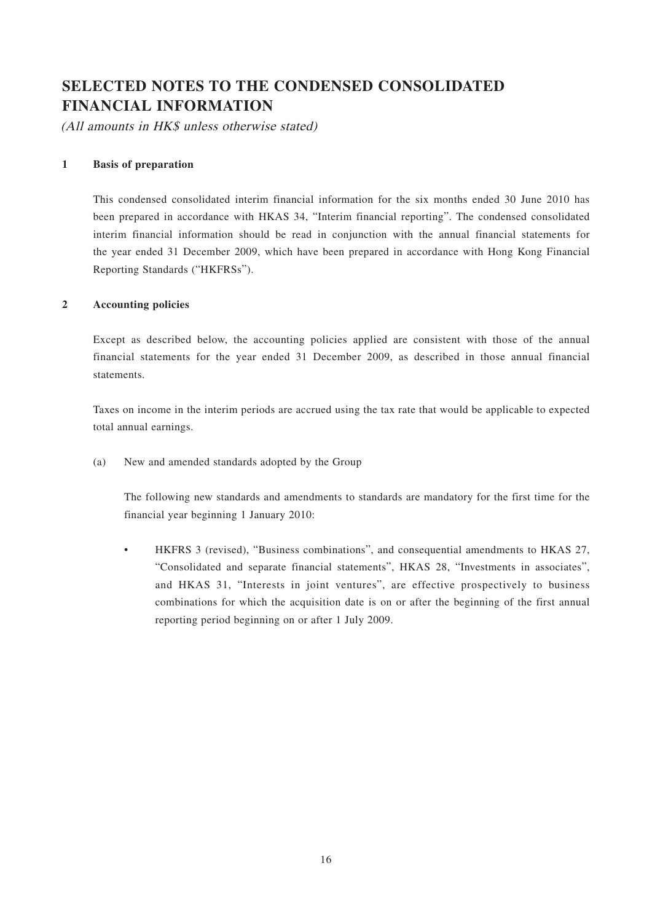# SELECTED NOTES TO THE CONDENSED CONSOLIDATED FINANCIAL INFORMATION

*(All amounts in HK$ unless otherwise stated)*

## 1 Basis of preparation

This condensed consolidated interim financial information for the six months ended 30 June 2010 has been prepared in accordance with HKAS 34, "Interim financial reporting". The condensed consolidated interim financial information should be read in conjunction with the annual financial statements for the year ended 31 December 2009, which have been prepared in accordance with Hong Kong Financial Reporting Standards ("HKFRSs").

## 2 Accounting policies

Except as described below, the accounting policies applied are consistent with those of the annual financial statements for the year ended 31 December 2009, as described in those annual financial statements.

Taxes on income in the interim periods are accrued using the tax rate that would be applicable to expected total annual earnings.

(a) New and amended standards adopted by the Group

The following new standards and amendments to standards are mandatory for the first time for the financial year beginning 1 January 2010:

- HKFRS 3 (revised), "Business combinations", and consequential amendments to HKAS 27, "Consolidated and separate financial statements", HKAS 28, "Investments in associates", and HKAS 31, "Interests in joint ventures", are effective prospectively to business combinations for which the acquisition date is on or after the beginning of the first annual reporting period beginning on or after 1 July 2009.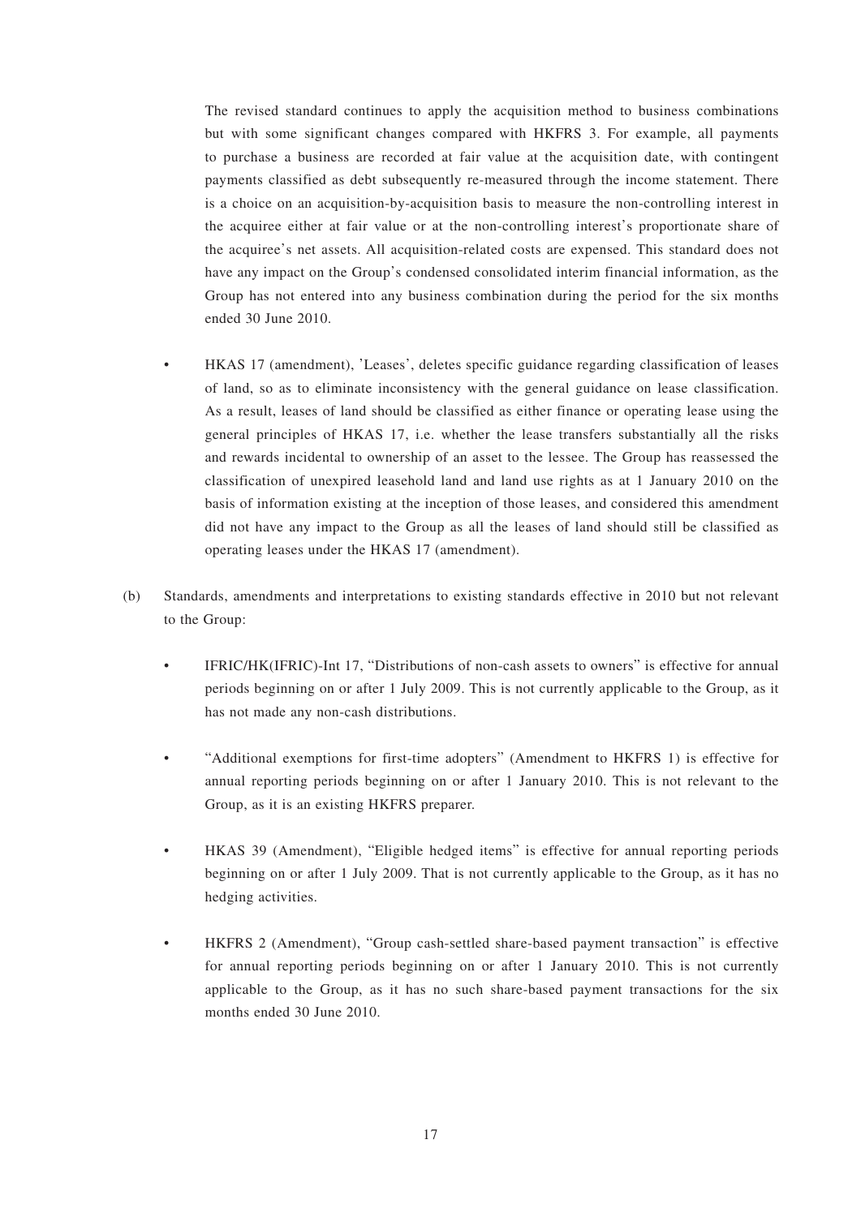The revised standard continues to apply the acquisition method to business combinations but with some significant changes compared with HKFRS 3. For example, all payments to purchase a business are recorded at fair value at the acquisition date, with contingent payments classified as debt subsequently re-measured through the income statement. There is a choice on an acquisition-by-acquisition basis to measure the non-controlling interest in the acquiree either at fair value or at the non-controlling interest's proportionate share of the acquiree's net assets. All acquisition-related costs are expensed. This standard does not have any impact on the Group's condensed consolidated interim financial information, as the Group has not entered into any business combination during the period for the six months ended 30 June 2010.

- HKAS 17 (amendment), 'Leases', deletes specific guidance regarding classification of leases of land, so as to eliminate inconsistency with the general guidance on lease classification. As a result, leases of land should be classified as either finance or operating lease using the general principles of HKAS 17, i.e. whether the lease transfers substantially all the risks and rewards incidental to ownership of an asset to the lessee. The Group has reassessed the classification of unexpired leasehold land and land use rights as at 1 January 2010 on the basis of information existing at the inception of those leases, and considered this amendment did not have any impact to the Group as all the leases of land should still be classified as operating leases under the HKAS 17 (amendment).

(b) Standards, amendments and interpretations to existing standards effective in 2010 but not relevant to the Group:

- IFRIC/HK(IFRIC)-Int 17, "Distributions of non-cash assets to owners" is effective for annual periods beginning on or after 1 July 2009. This is not currently applicable to the Group, as it has not made any non-cash distributions.

- "Additional exemptions for first-time adopters" (Amendment to HKFRS 1) is effective for annual reporting periods beginning on or after 1 January 2010. This is not relevant to the Group, as it is an existing HKFRS preparer.

- HKAS 39 (Amendment), "Eligible hedged items" is effective for annual reporting periods beginning on or after 1 July 2009. That is not currently applicable to the Group, as it has no hedging activities.

- HKFRS 2 (Amendment), "Group cash-settled share-based payment transaction" is effective for annual reporting periods beginning on or after 1 January 2010. This is not currently applicable to the Group, as it has no such share-based payment transactions for the six months ended 30 June 2010.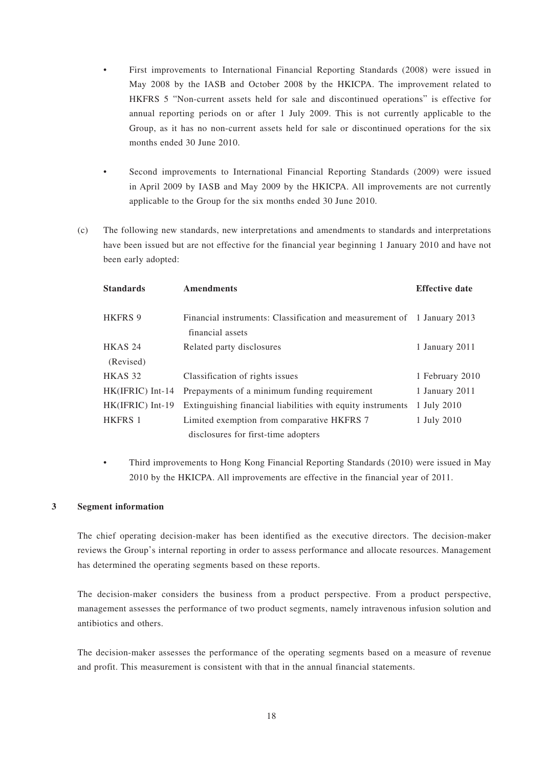- First improvements to International Financial Reporting Standards (2008) were issued in May 2008 by the IASB and October 2008 by the HKICPA. The improvement related to HKFRS 5 "Non-current assets held for sale and discontinued operations" is effective for annual reporting periods on or after 1 July 2009. This is not currently applicable to the Group, as it has no non-current assets held for sale or discontinued operations for the six months ended 30 June 2010.

- Second improvements to International Financial Reporting Standards (2009) were issued in April 2009 by IASB and May 2009 by the HKICPA. All improvements are not currently applicable to the Group for the six months ended 30 June 2010.

(c) The following new standards, new interpretations and amendments to standards and interpretations have been issued but are not effective for the financial year beginning 1 January 2010 and have not been early adopted:

| Standards | Amendments | Effective date |
|---|---|---|
| HKFRS 9 | Financial instruments: Classification and measurement of financial assets | 1 January 2013 |
| HKAS 24 (Revised) | Related party disclosures | 1 January 2011 |
| HKAS 32 | Classification of rights issues | 1 February 2010 |
| HK(IFRIC) Int-14 | Prepayments of a minimum funding requirement | 1 January 2011 |
| HK(IFRIC) Int-19 | Extinguishing financial liabilities with equity instruments | 1 July 2010 |
| HKFRS 1 | Limited exemption from comparative HKFRS 7 disclosures for first-time adopters | 1 July 2010 |

- Third improvements to Hong Kong Financial Reporting Standards (2010) were issued in May 2010 by the HKICPA. All improvements are effective in the financial year of 2011.

## 3 Segment information

The chief operating decision-maker has been identified as the executive directors. The decision-maker reviews the Group's internal reporting in order to assess performance and allocate resources. Management has determined the operating segments based on these reports.

The decision-maker considers the business from a product perspective. From a product perspective, management assesses the performance of two product segments, namely intravenous infusion solution and antibiotics and others.

The decision-maker assesses the performance of the operating segments based on a measure of revenue and profit. This measurement is consistent with that in the annual financial statements.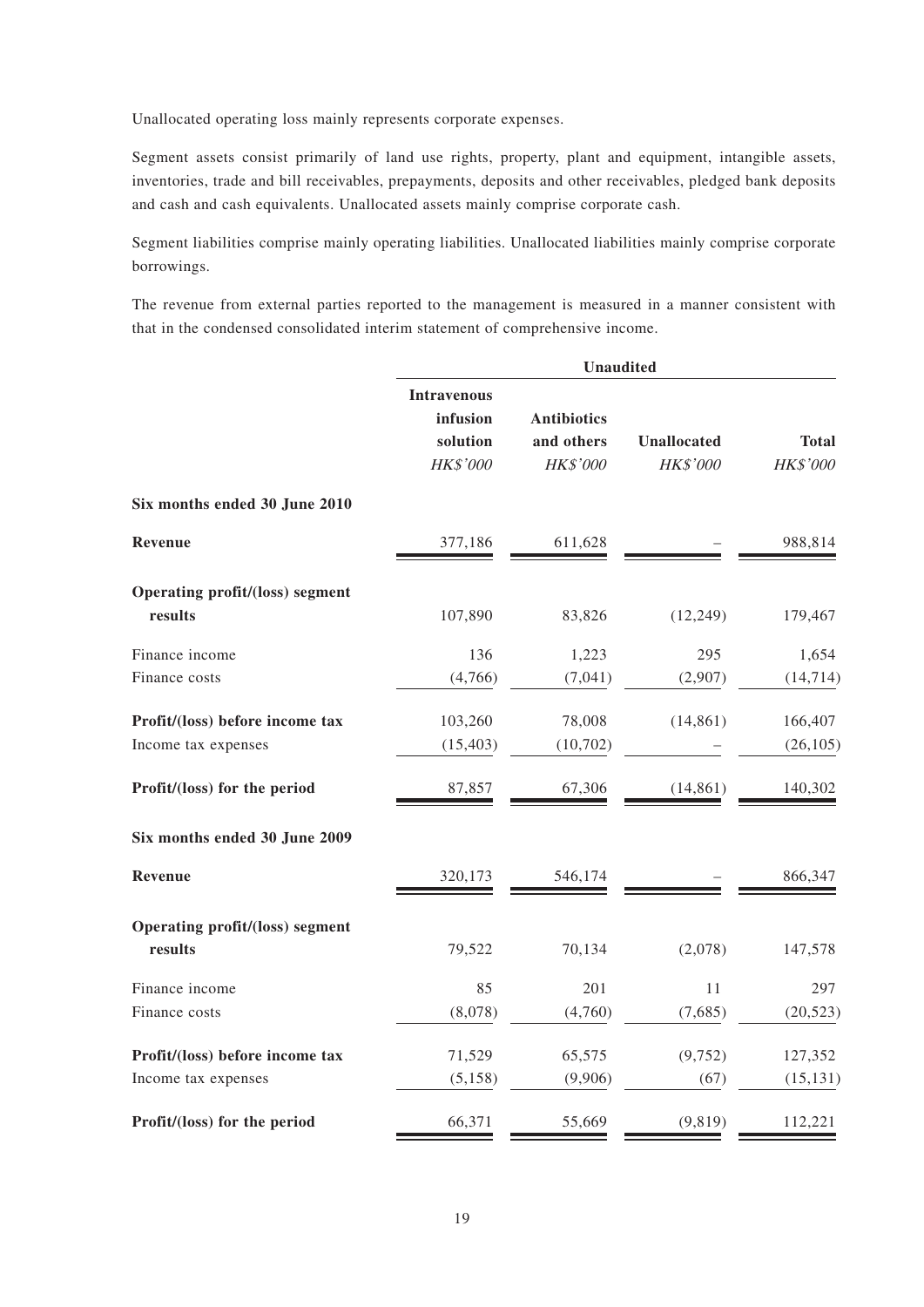Unallocated operating loss mainly represents corporate expenses.

Segment assets consist primarily of land use rights, property, plant and equipment, intangible assets, inventories, trade and bill receivables, prepayments, deposits and other receivables, pledged bank deposits and cash and cash equivalents. Unallocated assets mainly comprise corporate cash.

Segment liabilities comprise mainly operating liabilities. Unallocated liabilities mainly comprise corporate borrowings.

The revenue from external parties reported to the management is measured in a manner consistent with that in the condensed consolidated interim statement of comprehensive income.

| | **Unaudited** | | | |
|---|---|---|---|---|
| | **Intravenous infusion solution** *HK$'000* | **Antibiotics and others** *HK$'000* | **Unallocated** *HK$'000* | **Total** *HK$'000* |
| **Six months ended 30 June 2010** | | | | |
| **Revenue** | 377,186 | 611,628 | – | 988,814 |
| **Operating profit/(loss) segment results** | 107,890 | 83,826 | (12,249) | 179,467 |
| Finance income | 136 | 1,223 | 295 | 1,654 |
| Finance costs | (4,766) | (7,041) | (2,907) | (14,714) |
| **Profit/(loss) before income tax** | 103,260 | 78,008 | (14,861) | 166,407 |
| Income tax expenses | (15,403) | (10,702) | – | (26,105) |
| **Profit/(loss) for the period** | 87,857 | 67,306 | (14,861) | 140,302 |
| **Six months ended 30 June 2009** | | | | |
| **Revenue** | 320,173 | 546,174 | – | 866,347 |
| **Operating profit/(loss) segment results** | 79,522 | 70,134 | (2,078) | 147,578 |
| Finance income | 85 | 201 | 11 | 297 |
| Finance costs | (8,078) | (4,760) | (7,685) | (20,523) |
| **Profit/(loss) before income tax** | 71,529 | 65,575 | (9,752) | 127,352 |
| Income tax expenses | (5,158) | (9,906) | (67) | (15,131) |
| **Profit/(loss) for the period** | 66,371 | 55,669 | (9,819) | 112,221 |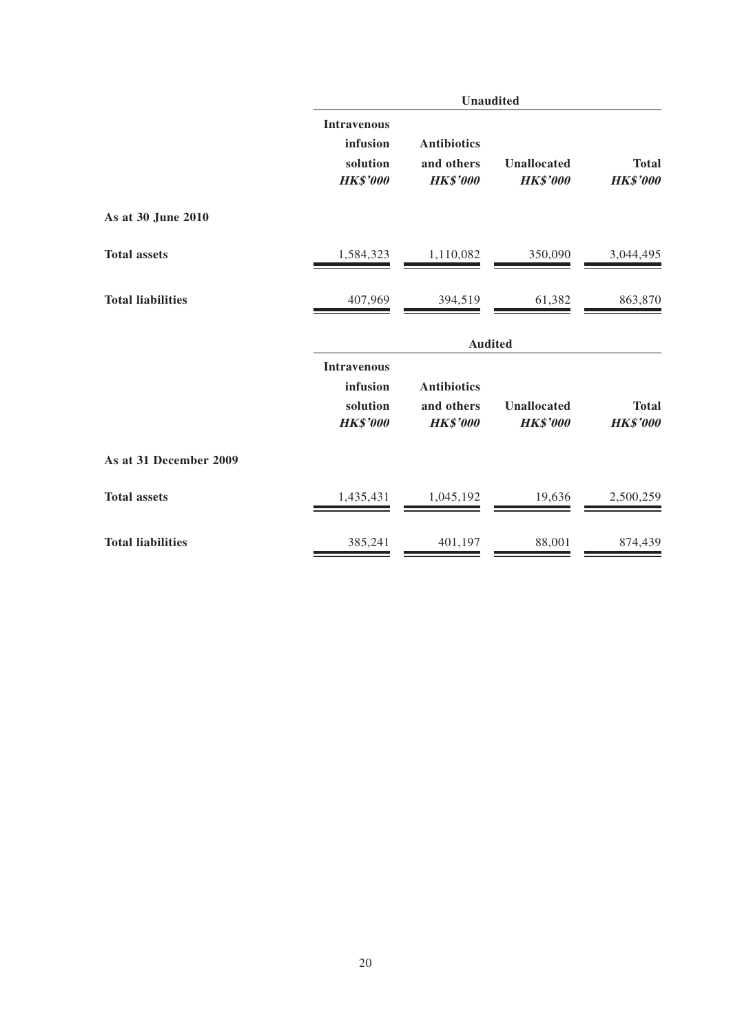| | Unaudited | | | |
|---|---|---|---|---|
| | Intravenous infusion solution *HK$'000* | Antibiotics and others *HK$'000* | Unallocated *HK$'000* | Total *HK$'000* |
| **As at 30 June 2010** | | | | |
| **Total assets** | 1,584,323 | 1,110,082 | 350,090 | 3,044,495 |
| **Total liabilities** | 407,969 | 394,519 | 61,382 | 863,870 |

| | Audited | | | |
|---|---|---|---|---|
| | Intravenous infusion solution *HK$'000* | Antibiotics and others *HK$'000* | Unallocated *HK$'000* | Total *HK$'000* |
| **As at 31 December 2009** | | | | |
| **Total assets** | 1,435,431 | 1,045,192 | 19,636 | 2,500,259 |
| **Total liabilities** | 385,241 | 401,197 | 88,001 | 874,439 |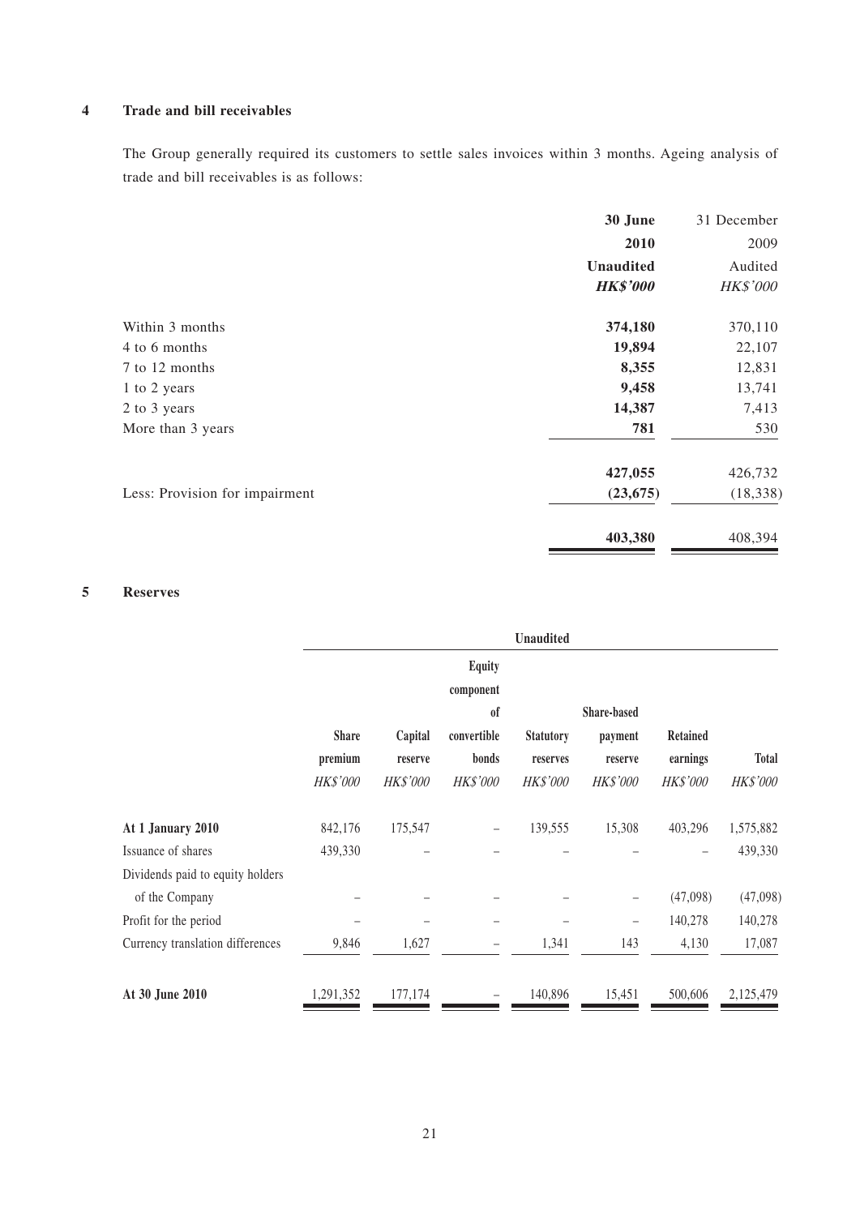## 4 Trade and bill receivables

The Group generally required its customers to settle sales invoices within 3 months. Ageing analysis of trade and bill receivables is as follows:

| | **30 June 2010** | 31 December 2009 |
|---|---|---|
| | **Unaudited** | Audited |
| | ***HK$'000*** | *HK$'000* |
| Within 3 months | **374,180** | 370,110 |
| 4 to 6 months | **19,894** | 22,107 |
| 7 to 12 months | **8,355** | 12,831 |
| 1 to 2 years | **9,458** | 13,741 |
| 2 to 3 years | **14,387** | 7,413 |
| More than 3 years | **781** | 530 |
| | **427,055** | 426,732 |
| Less: Provision for impairment | **(23,675)** | (18,338) |
| | **403,380** | 408,394 |

## 5 Reserves

| | **Unaudited** | | | | | | |
|---|---|---|---|---|---|---|---|
| | **Share premium** | **Capital reserve** | **Equity component of convertible bonds** | **Statutory reserves** | **Share-based payment reserve** | **Retained earnings** | **Total** |
| | *HK$'000* | *HK$'000* | *HK$'000* | *HK$'000* | *HK$'000* | *HK$'000* | *HK$'000* |
| **At 1 January 2010** | 842,176 | 175,547 | – | 139,555 | 15,308 | 403,296 | 1,575,882 |
| Issuance of shares | 439,330 | – | – | – | – | – | 439,330 |
| Dividends paid to equity holders of the Company | – | – | – | – | – | (47,098) | (47,098) |
| Profit for the period | – | – | – | – | – | 140,278 | 140,278 |
| Currency translation differences | 9,846 | 1,627 | – | 1,341 | 143 | 4,130 | 17,087 |
| **At 30 June 2010** | 1,291,352 | 177,174 | – | 140,896 | 15,451 | 500,606 | 2,125,479 |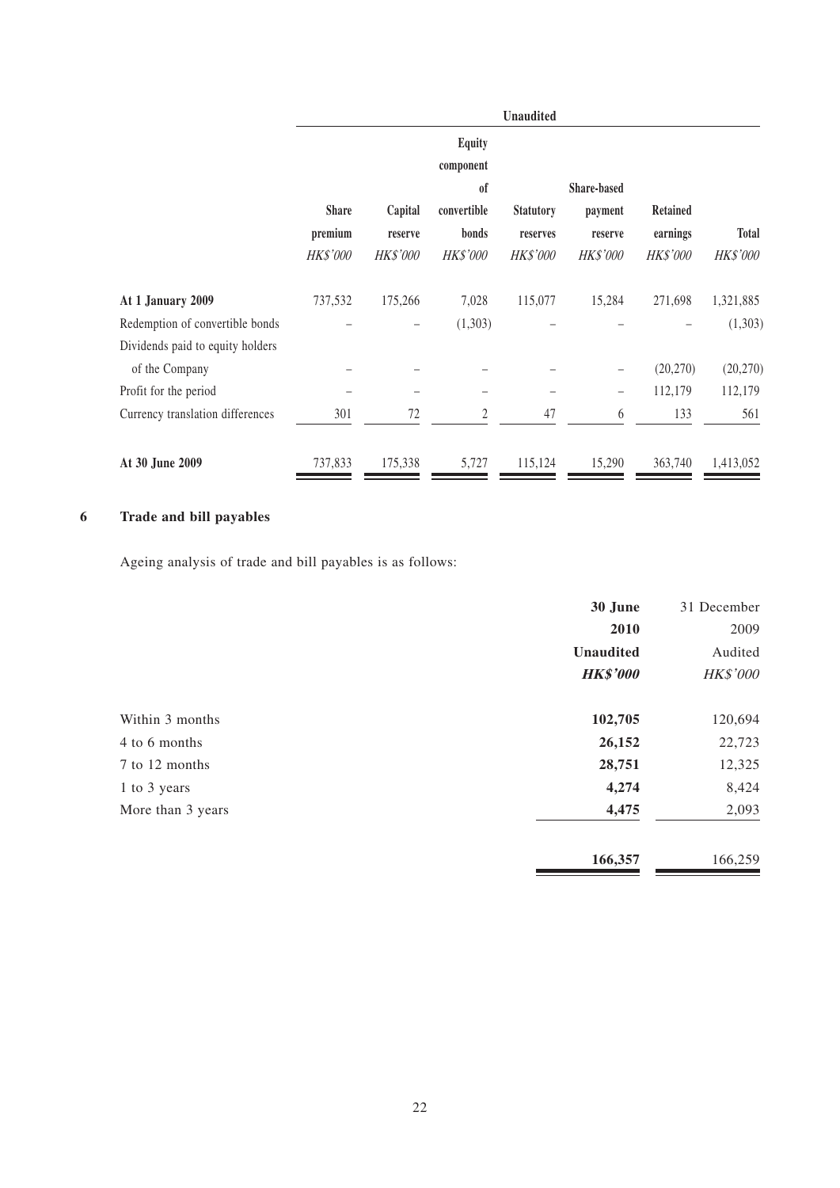| | Unaudited | | | | | | |
|---|---|---|---|---|---|---|---|
| | Share premium | Capital reserve | Equity component of convertible bonds | Statutory reserves | Share-based payment reserve | Retained earnings | Total |
| | *HK$'000* | *HK$'000* | *HK$'000* | *HK$'000* | *HK$'000* | *HK$'000* | *HK$'000* |
| **At 1 January 2009** | 737,532 | 175,266 | 7,028 | 115,077 | 15,284 | 271,698 | 1,321,885 |
| Redemption of convertible bonds | – | – | (1,303) | – | – | – | (1,303) |
| Dividends paid to equity holders of the Company | – | – | – | – | – | (20,270) | (20,270) |
| Profit for the period | – | – | – | – | – | 112,179 | 112,179 |
| Currency translation differences | 301 | 72 | 2 | 47 | 6 | 133 | 561 |
| **At 30 June 2009** | 737,833 | 175,338 | 5,727 | 115,124 | 15,290 | 363,740 | 1,413,052 |

## 6 Trade and bill payables

Ageing analysis of trade and bill payables is as follows:

| | **30 June 2010** | 31 December 2009 |
|---|---|---|
| | **Unaudited** | Audited |
| | ***HK$'000*** | *HK$'000* |
| Within 3 months | **102,705** | 120,694 |
| 4 to 6 months | **26,152** | 22,723 |
| 7 to 12 months | **28,751** | 12,325 |
| 1 to 3 years | **4,274** | 8,424 |
| More than 3 years | **4,475** | 2,093 |
| | **166,357** | 166,259 |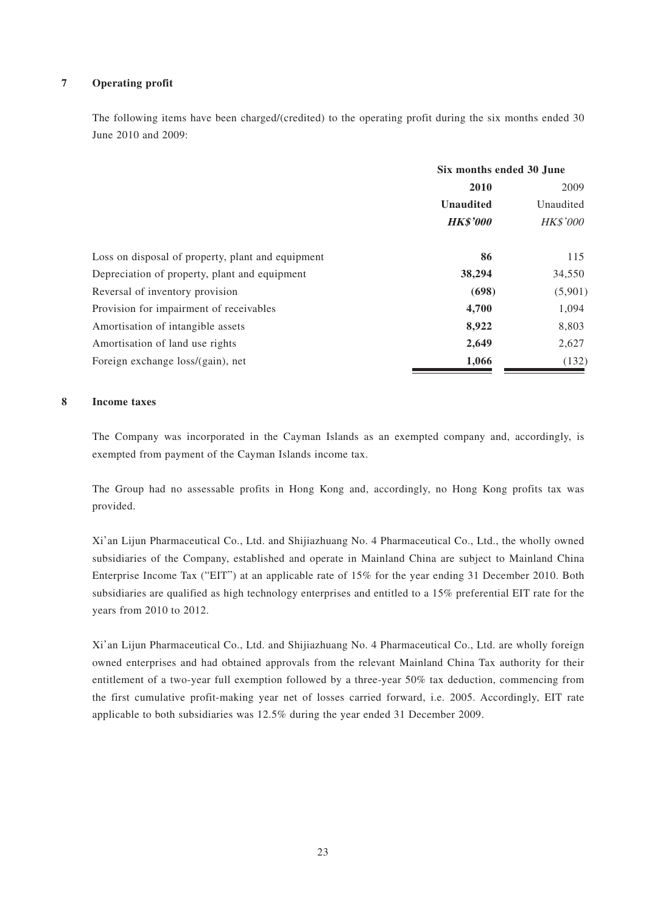## 7 Operating profit

The following items have been charged/(credited) to the operating profit during the six months ended 30 June 2010 and 2009:

| | Six months ended 30 June | |
|---|---|---|
| | **2010** | 2009 |
| | **Unaudited** | Unaudited |
| | ***HK$'000*** | *HK$'000* |
| Loss on disposal of property, plant and equipment | **86** | 115 |
| Depreciation of property, plant and equipment | **38,294** | 34,550 |
| Reversal of inventory provision | **(698)** | (5,901) |
| Provision for impairment of receivables | **4,700** | 1,094 |
| Amortisation of intangible assets | **8,922** | 8,803 |
| Amortisation of land use rights | **2,649** | 2,627 |
| Foreign exchange loss/(gain), net | **1,066** | (132) |

## 8 Income taxes

The Company was incorporated in the Cayman Islands as an exempted company and, accordingly, is exempted from payment of the Cayman Islands income tax.

The Group had no assessable profits in Hong Kong and, accordingly, no Hong Kong profits tax was provided.

Xi'an Lijun Pharmaceutical Co., Ltd. and Shijiazhuang No. 4 Pharmaceutical Co., Ltd., the wholly owned subsidiaries of the Company, established and operate in Mainland China are subject to Mainland China Enterprise Income Tax ("EIT") at an applicable rate of 15% for the year ending 31 December 2010. Both subsidiaries are qualified as high technology enterprises and entitled to a 15% preferential EIT rate for the years from 2010 to 2012.

Xi'an Lijun Pharmaceutical Co., Ltd. and Shijiazhuang No. 4 Pharmaceutical Co., Ltd. are wholly foreign owned enterprises and had obtained approvals from the relevant Mainland China Tax authority for their entitlement of a two-year full exemption followed by a three-year 50% tax deduction, commencing from the first cumulative profit-making year net of losses carried forward, i.e. 2005. Accordingly, EIT rate applicable to both subsidiaries was 12.5% during the year ended 31 December 2009.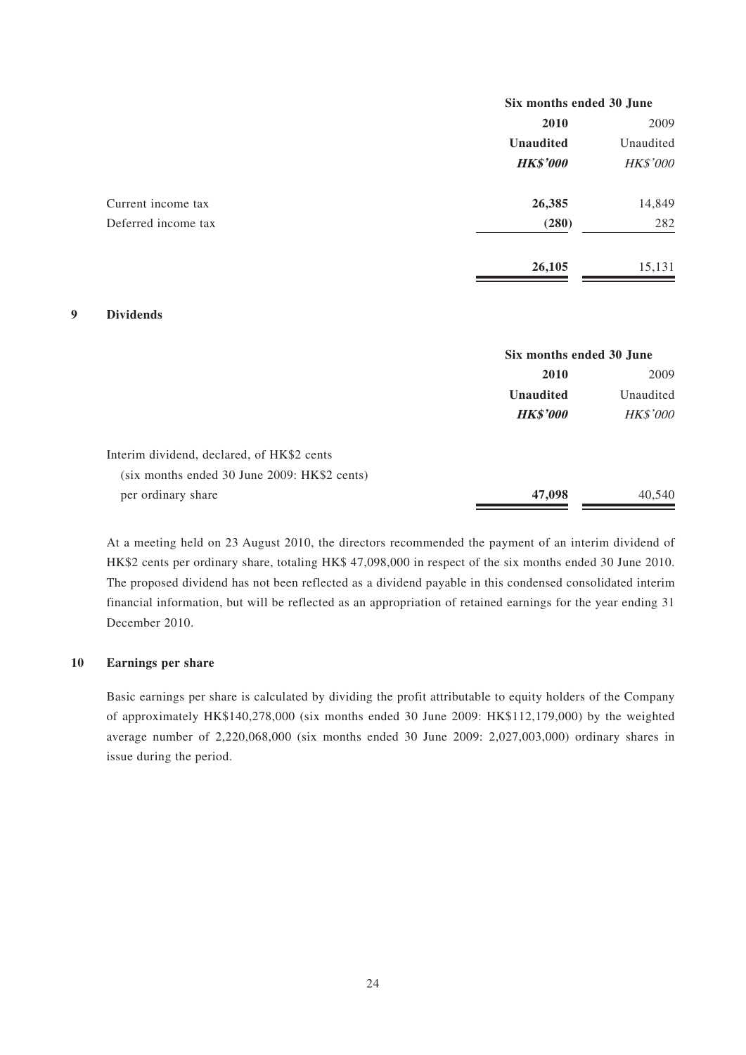| | Six months ended 30 June | |
|---|---|---|
| | **2010** | 2009 |
| | **Unaudited** | Unaudited |
| | ***HK$'000*** | *HK$'000* |
| Current income tax | **26,385** | 14,849 |
| Deferred income tax | **(280)** | 282 |
| | **26,105** | 15,131 |

## 9 Dividends

| | Six months ended 30 June | |
|---|---|---|
| | **2010** | 2009 |
| | **Unaudited** | Unaudited |
| | ***HK$'000*** | *HK$'000* |
| Interim dividend, declared, of HK$2 cents (six months ended 30 June 2009: HK$2 cents) per ordinary share | **47,098** | 40,540 |

At a meeting held on 23 August 2010, the directors recommended the payment of an interim dividend of HK$2 cents per ordinary share, totaling HK$ 47,098,000 in respect of the six months ended 30 June 2010. The proposed dividend has not been reflected as a dividend payable in this condensed consolidated interim financial information, but will be reflected as an appropriation of retained earnings for the year ending 31 December 2010.

## 10 Earnings per share

Basic earnings per share is calculated by dividing the profit attributable to equity holders of the Company of approximately HK$140,278,000 (six months ended 30 June 2009: HK$112,179,000) by the weighted average number of 2,220,068,000 (six months ended 30 June 2009: 2,027,003,000) ordinary shares in issue during the period.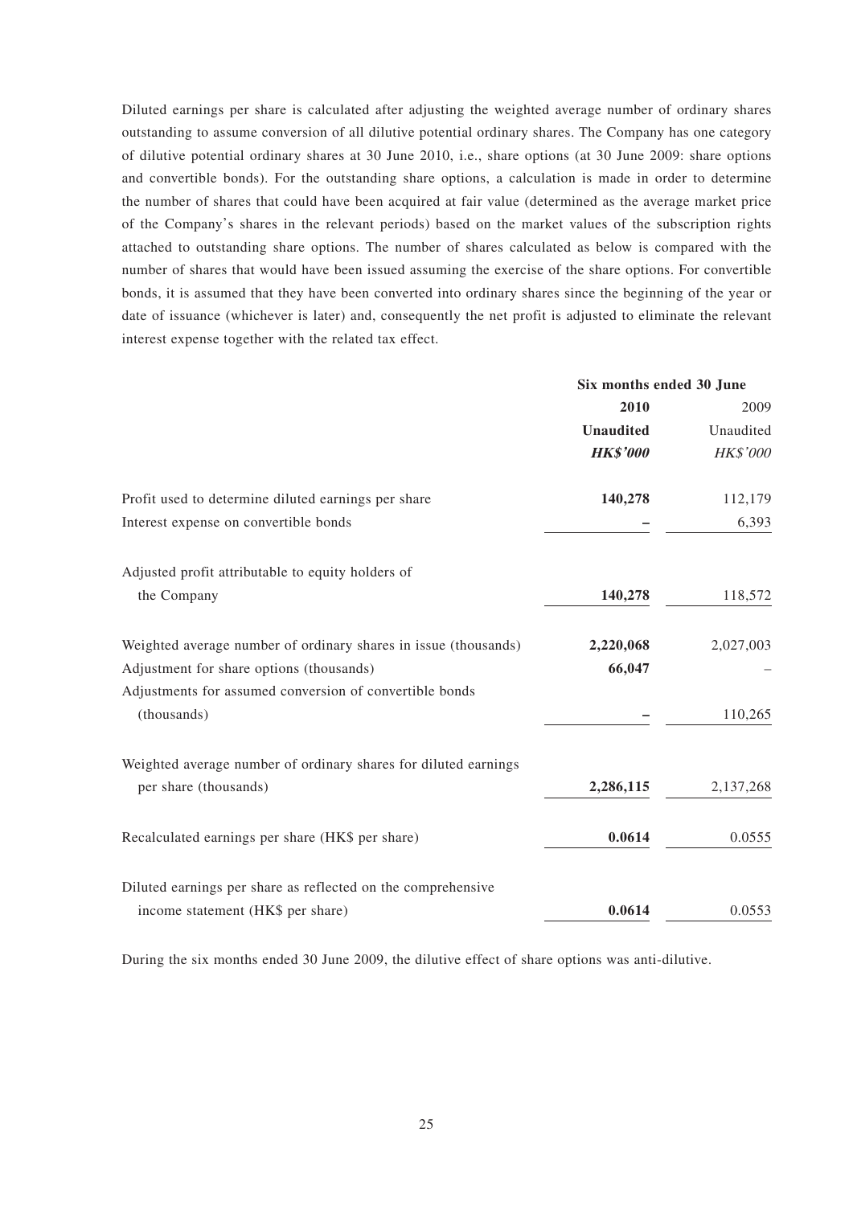Diluted earnings per share is calculated after adjusting the weighted average number of ordinary shares outstanding to assume conversion of all dilutive potential ordinary shares. The Company has one category of dilutive potential ordinary shares at 30 June 2010, i.e., share options (at 30 June 2009: share options and convertible bonds). For the outstanding share options, a calculation is made in order to determine the number of shares that could have been acquired at fair value (determined as the average market price of the Company's shares in the relevant periods) based on the market values of the subscription rights attached to outstanding share options. The number of shares calculated as below is compared with the number of shares that would have been issued assuming the exercise of the share options. For convertible bonds, it is assumed that they have been converted into ordinary shares since the beginning of the year or date of issuance (whichever is later) and, consequently the net profit is adjusted to eliminate the relevant interest expense together with the related tax effect.

| | Six months ended 30 June | |
|---|---|---|
| | **2010** | 2009 |
| | **Unaudited** | Unaudited |
| | ***HK$'000*** | *HK$'000* |
| Profit used to determine diluted earnings per share | **140,278** | 112,179 |
| Interest expense on convertible bonds | **–** | 6,393 |
| Adjusted profit attributable to equity holders of the Company | **140,278** | 118,572 |
| Weighted average number of ordinary shares in issue (thousands) | **2,220,068** | 2,027,003 |
| Adjustment for share options (thousands) | **66,047** | – |
| Adjustments for assumed conversion of convertible bonds (thousands) | **–** | 110,265 |
| Weighted average number of ordinary shares for diluted earnings per share (thousands) | **2,286,115** | 2,137,268 |
| Recalculated earnings per share (HK$ per share) | **0.0614** | 0.0555 |
| Diluted earnings per share as reflected on the comprehensive income statement (HK$ per share) | **0.0614** | 0.0553 |

During the six months ended 30 June 2009, the dilutive effect of share options was anti-dilutive.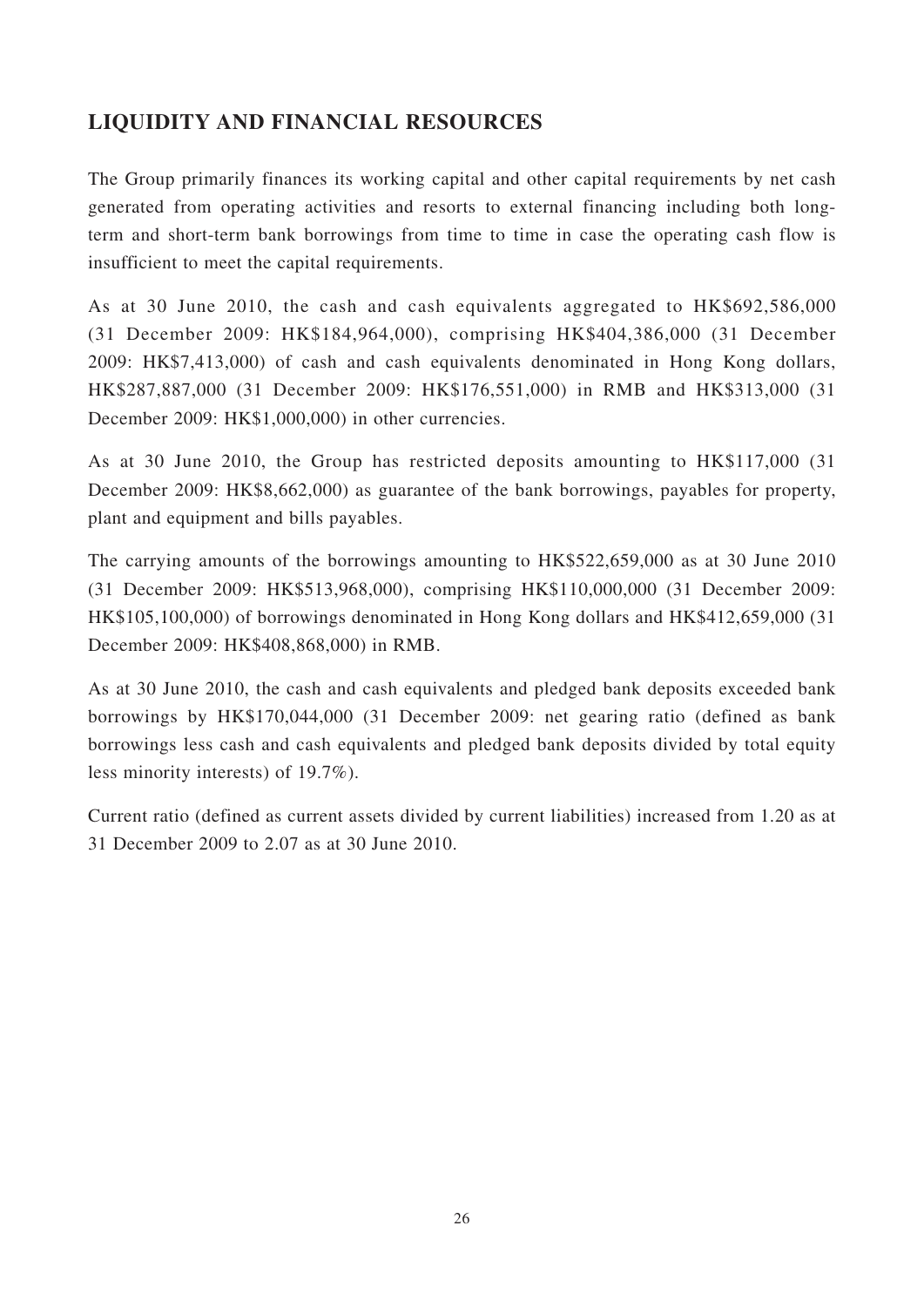## LIQUIDITY AND FINANCIAL RESOURCES

The Group primarily finances its working capital and other capital requirements by net cash generated from operating activities and resorts to external financing including both long-term and short-term bank borrowings from time to time in case the operating cash flow is insufficient to meet the capital requirements.

As at 30 June 2010, the cash and cash equivalents aggregated to HK$692,586,000 (31 December 2009: HK$184,964,000), comprising HK$404,386,000 (31 December 2009: HK$7,413,000) of cash and cash equivalents denominated in Hong Kong dollars, HK$287,887,000 (31 December 2009: HK$176,551,000) in RMB and HK$313,000 (31 December 2009: HK$1,000,000) in other currencies.

As at 30 June 2010, the Group has restricted deposits amounting to HK$117,000 (31 December 2009: HK$8,662,000) as guarantee of the bank borrowings, payables for property, plant and equipment and bills payables.

The carrying amounts of the borrowings amounting to HK$522,659,000 as at 30 June 2010 (31 December 2009: HK$513,968,000), comprising HK$110,000,000 (31 December 2009: HK$105,100,000) of borrowings denominated in Hong Kong dollars and HK$412,659,000 (31 December 2009: HK$408,868,000) in RMB.

As at 30 June 2010, the cash and cash equivalents and pledged bank deposits exceeded bank borrowings by HK$170,044,000 (31 December 2009: net gearing ratio (defined as bank borrowings less cash and cash equivalents and pledged bank deposits divided by total equity less minority interests) of 19.7%).

Current ratio (defined as current assets divided by current liabilities) increased from 1.20 as at 31 December 2009 to 2.07 as at 30 June 2010.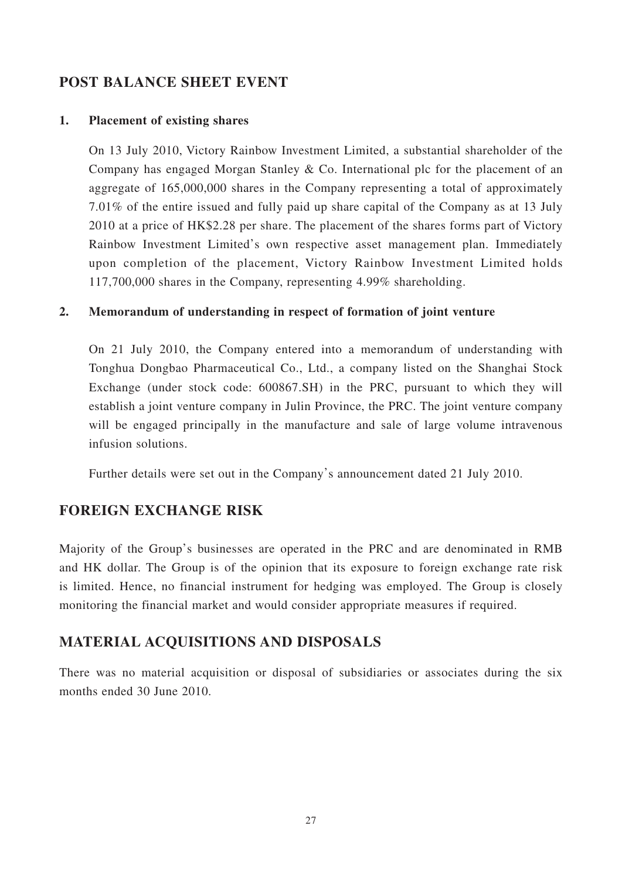## POST BALANCE SHEET EVENT

**1. Placement of existing shares**

On 13 July 2010, Victory Rainbow Investment Limited, a substantial shareholder of the Company has engaged Morgan Stanley & Co. International plc for the placement of an aggregate of 165,000,000 shares in the Company representing a total of approximately 7.01% of the entire issued and fully paid up share capital of the Company as at 13 July 2010 at a price of HK$2.28 per share. The placement of the shares forms part of Victory Rainbow Investment Limited's own respective asset management plan. Immediately upon completion of the placement, Victory Rainbow Investment Limited holds 117,700,000 shares in the Company, representing 4.99% shareholding.

**2. Memorandum of understanding in respect of formation of joint venture**

On 21 July 2010, the Company entered into a memorandum of understanding with Tonghua Dongbao Pharmaceutical Co., Ltd., a company listed on the Shanghai Stock Exchange (under stock code: 600867.SH) in the PRC, pursuant to which they will establish a joint venture company in Julin Province, the PRC. The joint venture company will be engaged principally in the manufacture and sale of large volume intravenous infusion solutions.

Further details were set out in the Company's announcement dated 21 July 2010.

## FOREIGN EXCHANGE RISK

Majority of the Group's businesses are operated in the PRC and are denominated in RMB and HK dollar. The Group is of the opinion that its exposure to foreign exchange rate risk is limited. Hence, no financial instrument for hedging was employed. The Group is closely monitoring the financial market and would consider appropriate measures if required.

## MATERIAL ACQUISITIONS AND DISPOSALS

There was no material acquisition or disposal of subsidiaries or associates during the six months ended 30 June 2010.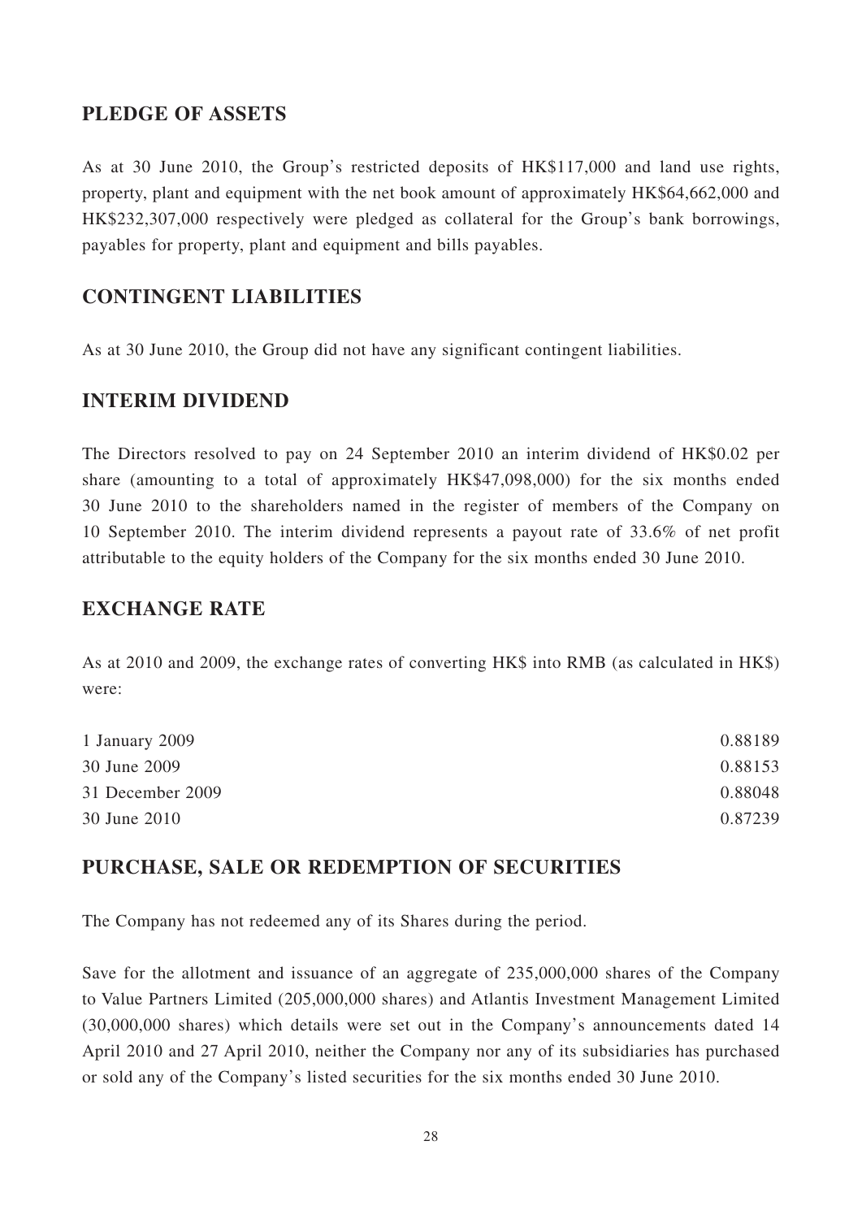## PLEDGE OF ASSETS

As at 30 June 2010, the Group's restricted deposits of HK$117,000 and land use rights, property, plant and equipment with the net book amount of approximately HK$64,662,000 and HK$232,307,000 respectively were pledged as collateral for the Group's bank borrowings, payables for property, plant and equipment and bills payables.

## CONTINGENT LIABILITIES

As at 30 June 2010, the Group did not have any significant contingent liabilities.

## INTERIM DIVIDEND

The Directors resolved to pay on 24 September 2010 an interim dividend of HK$0.02 per share (amounting to a total of approximately HK$47,098,000) for the six months ended 30 June 2010 to the shareholders named in the register of members of the Company on 10 September 2010. The interim dividend represents a payout rate of 33.6% of net profit attributable to the equity holders of the Company for the six months ended 30 June 2010.

## EXCHANGE RATE

As at 2010 and 2009, the exchange rates of converting HK$ into RMB (as calculated in HK$) were:

| | |
|---|---|
| 1 January 2009 | 0.88189 |
| 30 June 2009 | 0.88153 |
| 31 December 2009 | 0.88048 |
| 30 June 2010 | 0.87239 |

## PURCHASE, SALE OR REDEMPTION OF SECURITIES

The Company has not redeemed any of its Shares during the period.

Save for the allotment and issuance of an aggregate of 235,000,000 shares of the Company to Value Partners Limited (205,000,000 shares) and Atlantis Investment Management Limited (30,000,000 shares) which details were set out in the Company's announcements dated 14 April 2010 and 27 April 2010, neither the Company nor any of its subsidiaries has purchased or sold any of the Company's listed securities for the six months ended 30 June 2010.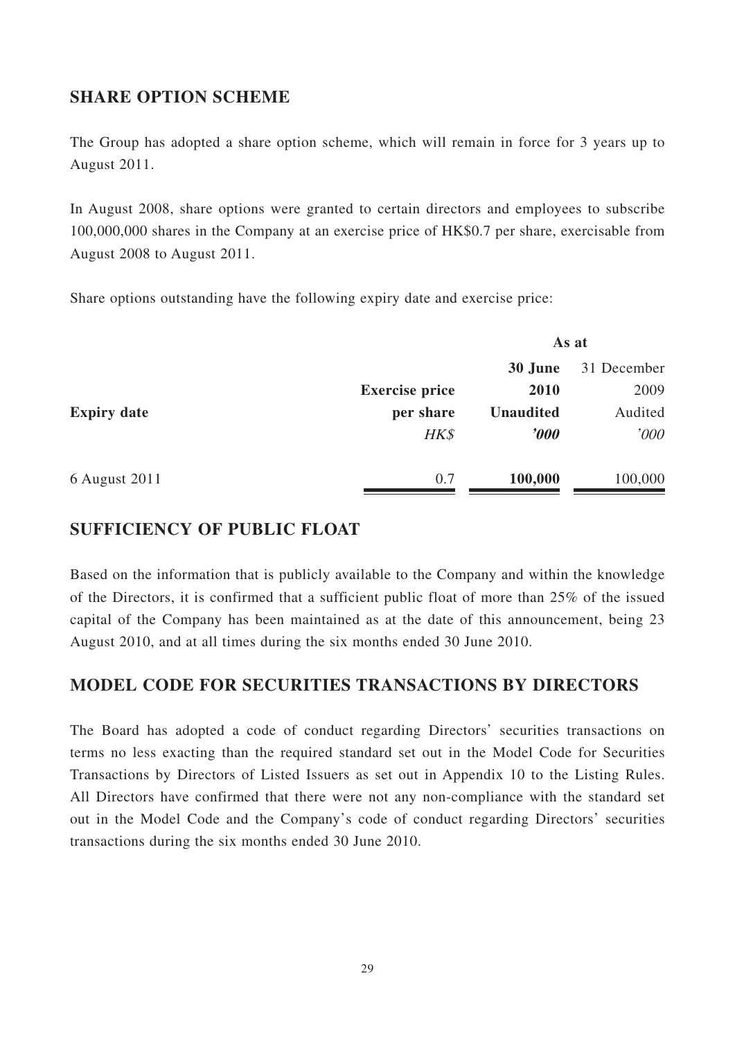## SHARE OPTION SCHEME

The Group has adopted a share option scheme, which will remain in force for 3 years up to August 2011.

In August 2008, share options were granted to certain directors and employees to subscribe 100,000,000 shares in the Company at an exercise price of HK$0.7 per share, exercisable from August 2008 to August 2011.

Share options outstanding have the following expiry date and exercise price:

| | | As at | |
|---|---|---|---|
| | | **30 June** | 31 December |
| | **Exercise price** | **2010** | 2009 |
| **Expiry date** | **per share** | **Unaudited** | Audited |
| | *HK$* | ***'000*** | *'000* |
| 6 August 2011 | 0.7 | **100,000** | 100,000 |

## SUFFICIENCY OF PUBLIC FLOAT

Based on the information that is publicly available to the Company and within the knowledge of the Directors, it is confirmed that a sufficient public float of more than 25% of the issued capital of the Company has been maintained as at the date of this announcement, being 23 August 2010, and at all times during the six months ended 30 June 2010.

## MODEL CODE FOR SECURITIES TRANSACTIONS BY DIRECTORS

The Board has adopted a code of conduct regarding Directors' securities transactions on terms no less exacting than the required standard set out in the Model Code for Securities Transactions by Directors of Listed Issuers as set out in Appendix 10 to the Listing Rules. All Directors have confirmed that there were not any non-compliance with the standard set out in the Model Code and the Company's code of conduct regarding Directors' securities transactions during the six months ended 30 June 2010.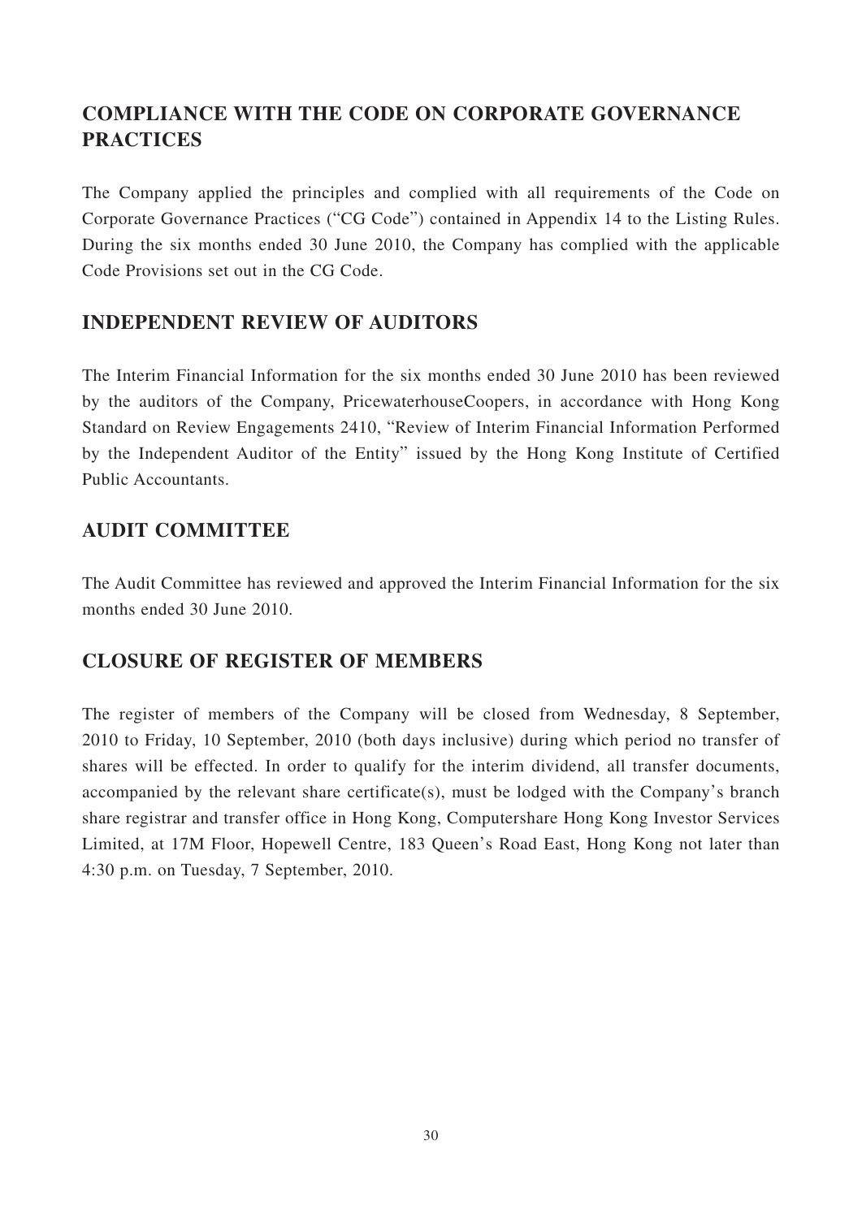## COMPLIANCE WITH THE CODE ON CORPORATE GOVERNANCE PRACTICES

The Company applied the principles and complied with all requirements of the Code on Corporate Governance Practices ("CG Code") contained in Appendix 14 to the Listing Rules. During the six months ended 30 June 2010, the Company has complied with the applicable Code Provisions set out in the CG Code.

## INDEPENDENT REVIEW OF AUDITORS

The Interim Financial Information for the six months ended 30 June 2010 has been reviewed by the auditors of the Company, PricewaterhouseCoopers, in accordance with Hong Kong Standard on Review Engagements 2410, "Review of Interim Financial Information Performed by the Independent Auditor of the Entity" issued by the Hong Kong Institute of Certified Public Accountants.

## AUDIT COMMITTEE

The Audit Committee has reviewed and approved the Interim Financial Information for the six months ended 30 June 2010.

## CLOSURE OF REGISTER OF MEMBERS

The register of members of the Company will be closed from Wednesday, 8 September, 2010 to Friday, 10 September, 2010 (both days inclusive) during which period no transfer of shares will be effected. In order to qualify for the interim dividend, all transfer documents, accompanied by the relevant share certificate(s), must be lodged with the Company's branch share registrar and transfer office in Hong Kong, Computershare Hong Kong Investor Services Limited, at 17M Floor, Hopewell Centre, 183 Queen's Road East, Hong Kong not later than 4:30 p.m. on Tuesday, 7 September, 2010.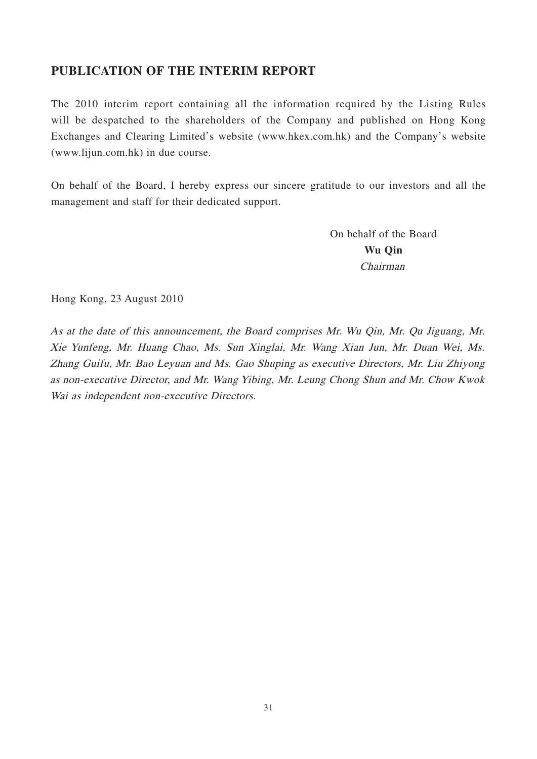## PUBLICATION OF THE INTERIM REPORT

The 2010 interim report containing all the information required by the Listing Rules will be despatched to the shareholders of the Company and published on Hong Kong Exchanges and Clearing Limited's website (www.hkex.com.hk) and the Company's website (www.lijun.com.hk) in due course.

On behalf of the Board, I hereby express our sincere gratitude to our investors and all the management and staff for their dedicated support.

On behalf of the Board
**Wu Qin**
*Chairman*

Hong Kong, 23 August 2010

*As at the date of this announcement, the Board comprises Mr. Wu Qin, Mr. Qu Jiguang, Mr. Xie Yunfeng, Mr. Huang Chao, Ms. Sun Xinglai, Mr. Wang Xian Jun, Mr. Duan Wei, Ms. Zhang Guifu, Mr. Bao Leyuan and Ms. Gao Shuping as executive Directors, Mr. Liu Zhiyong as non-executive Director, and Mr. Wang Yibing, Mr. Leung Chong Shun and Mr. Chow Kwok Wai as independent non-executive Directors.*